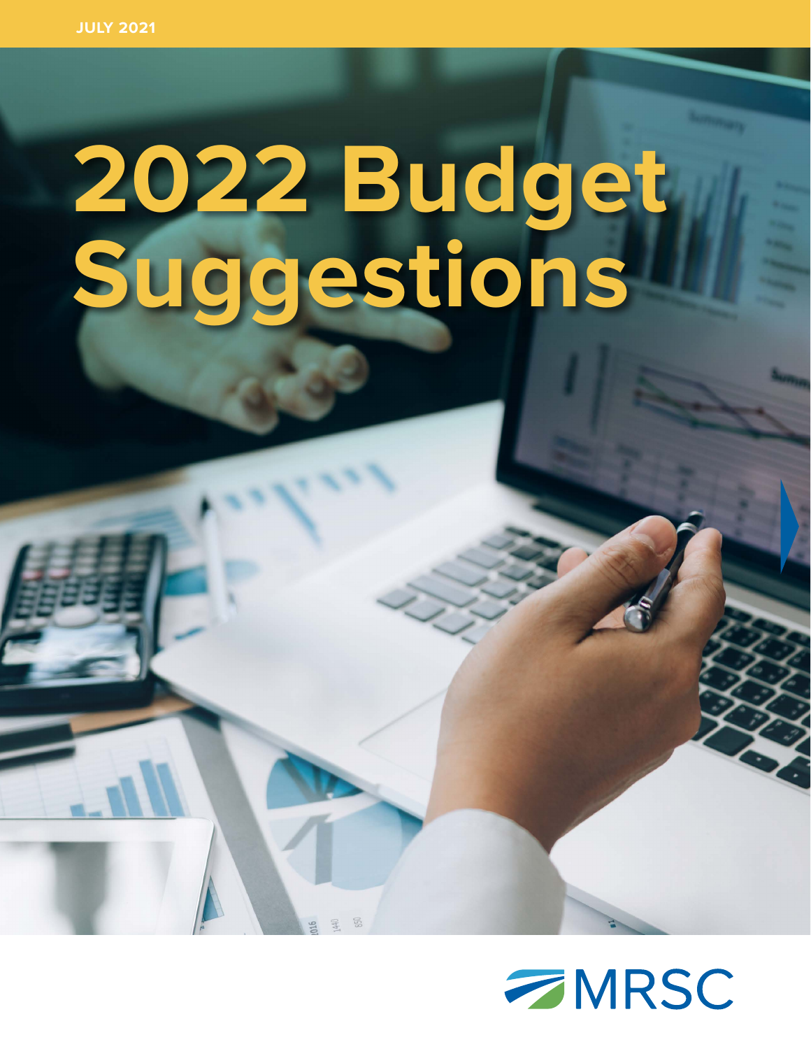JULY 2021

# 2022 Budget Suggestions

MRSC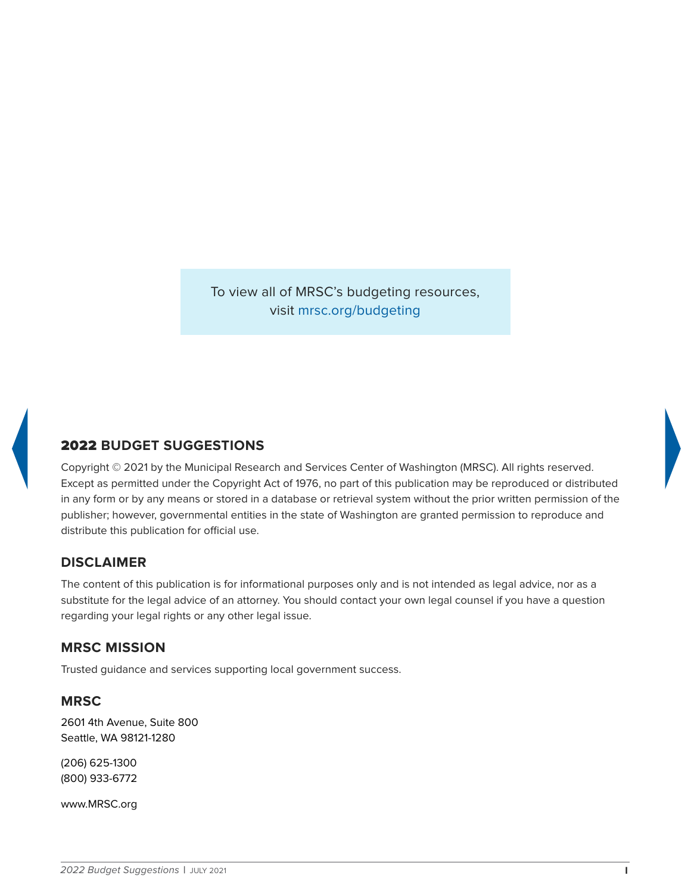To view all of MRSC's budgeting resources, visit mrsc.org/budgeting

## 2022 BUDGET SUGGESTIONS

Copyright © 2021 by the Municipal Research and Services Center of Washington (MRSC). All rights reserved. Except as permitted under the Copyright Act of 1976, no part of this publication may be reproduced or distributed in any form or by any means or stored in a database or retrieval system without the prior written permission of the publisher; however, governmental entities in the state of Washington are granted permission to reproduce and distribute this publication for official use.

## DISCLAIMER

The content of this publication is for informational purposes only and is not intended as legal advice, nor as a substitute for the legal advice of an attorney. You should contact your own legal counsel if you have a question regarding your legal rights or any other legal issue.

## MRSC MISSION

Trusted guidance and services supporting local government success.

## MRSC

2601 4th Avenue, Suite 800
Seattle, WA 98121-1280

(206) 625-1300
(800) 933-6772

www.MRSC.org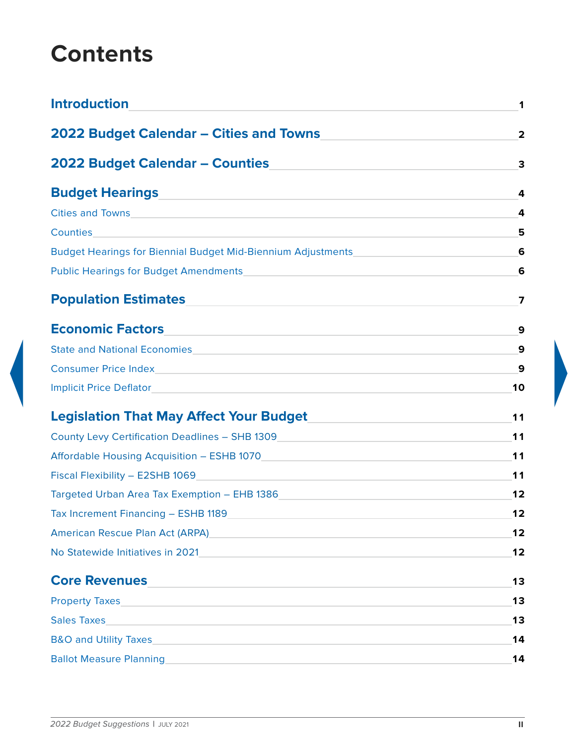# Contents

| | |
|---|---|
| **Introduction** | **1** |
| **2022 Budget Calendar – Cities and Towns** | **2** |
| **2022 Budget Calendar – Counties** | **3** |
| **Budget Hearings** | **4** |
| Cities and Towns | 4 |
| Counties | 5 |
| Budget Hearings for Biennial Budget Mid-Biennium Adjustments | 6 |
| Public Hearings for Budget Amendments | 6 |
| **Population Estimates** | **7** |
| **Economic Factors** | **9** |
| State and National Economies | 9 |
| Consumer Price Index | 9 |
| Implicit Price Deflator | 10 |
| **Legislation That May Affect Your Budget** | **11** |
| County Levy Certification Deadlines – SHB 1309 | 11 |
| Affordable Housing Acquisition – ESHB 1070 | 11 |
| Fiscal Flexibility – E2SHB 1069 | 11 |
| Targeted Urban Area Tax Exemption – EHB 1386 | 12 |
| Tax Increment Financing – ESHB 1189 | 12 |
| American Rescue Plan Act (ARPA) | 12 |
| No Statewide Initiatives in 2021 | 12 |
| **Core Revenues** | **13** |
| Property Taxes | 13 |
| Sales Taxes | 13 |
| B&O and Utility Taxes | 14 |
| Ballot Measure Planning | 14 |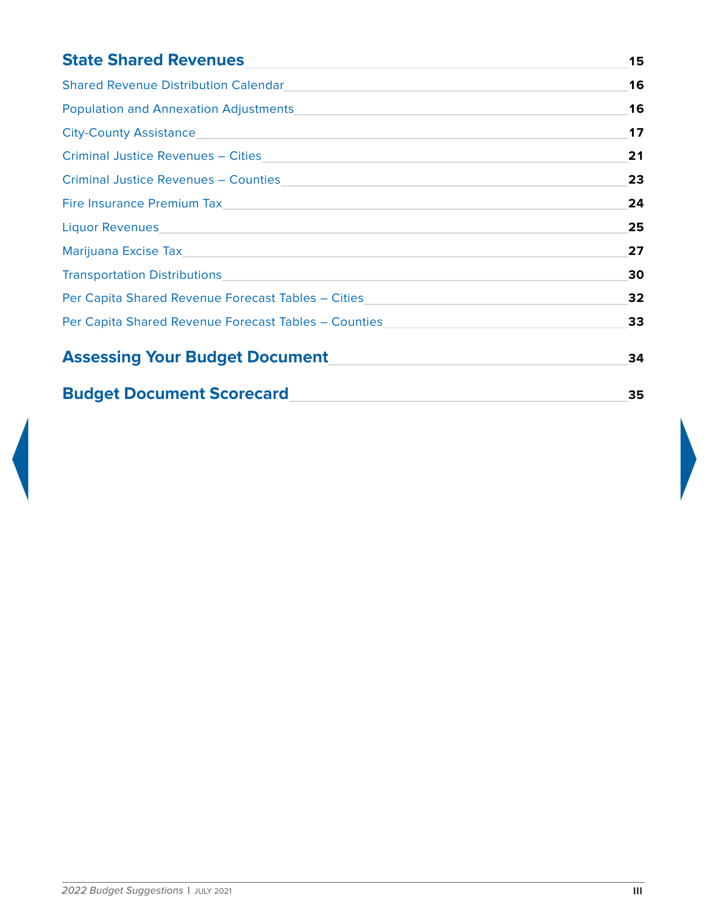**State Shared Revenues** 15

Shared Revenue Distribution Calendar 16

Population and Annexation Adjustments 16

City-County Assistance 17

Criminal Justice Revenues – Cities 21

Criminal Justice Revenues – Counties 23

Fire Insurance Premium Tax 24

Liquor Revenues 25

Marijuana Excise Tax 27

Transportation Distributions 30

Per Capita Shared Revenue Forecast Tables – Cities 32

Per Capita Shared Revenue Forecast Tables – Counties 33

**Assessing Your Budget Document** 34

**Budget Document Scorecard** 35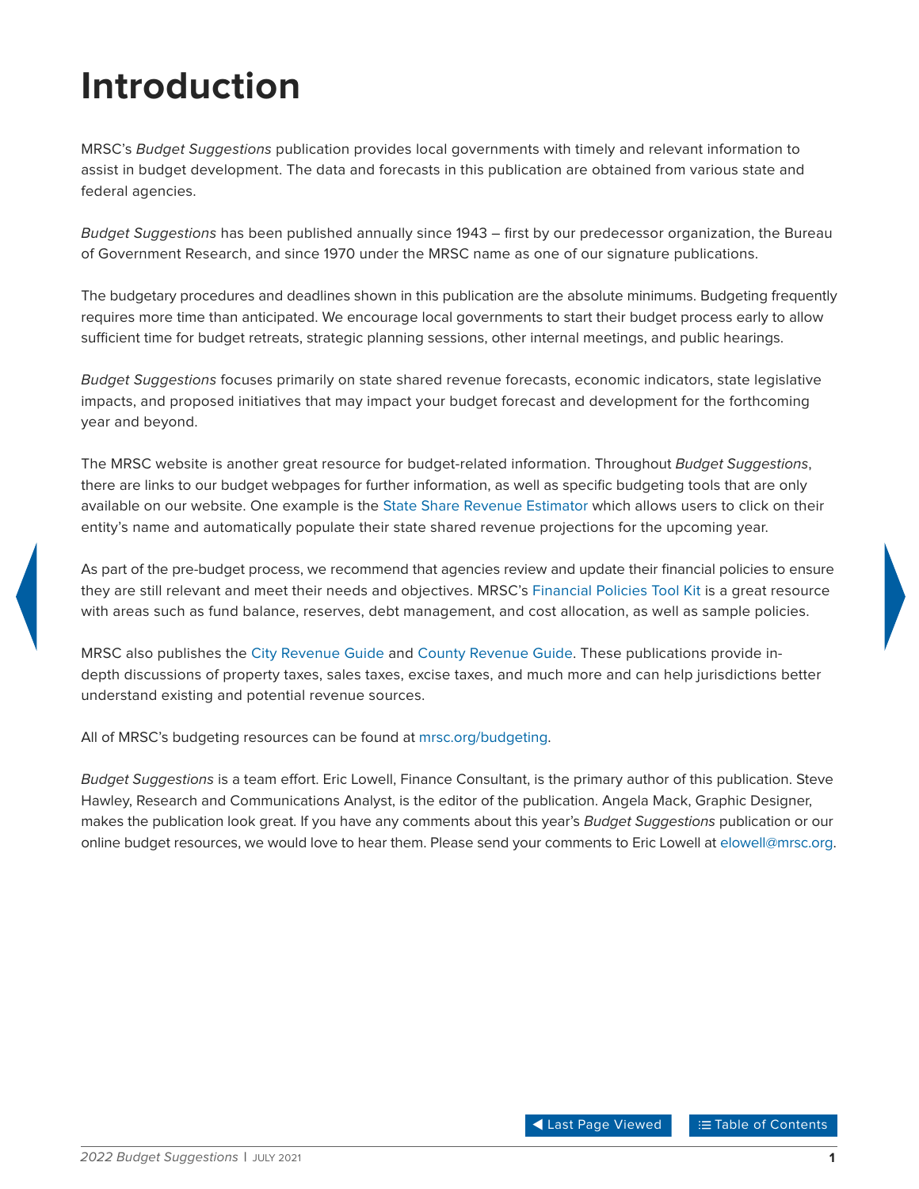# Introduction

MRSC's *Budget Suggestions* publication provides local governments with timely and relevant information to assist in budget development. The data and forecasts in this publication are obtained from various state and federal agencies.

*Budget Suggestions* has been published annually since 1943 – first by our predecessor organization, the Bureau of Government Research, and since 1970 under the MRSC name as one of our signature publications.

The budgetary procedures and deadlines shown in this publication are the absolute minimums. Budgeting frequently requires more time than anticipated. We encourage local governments to start their budget process early to allow sufficient time for budget retreats, strategic planning sessions, other internal meetings, and public hearings.

*Budget Suggestions* focuses primarily on state shared revenue forecasts, economic indicators, state legislative impacts, and proposed initiatives that may impact your budget forecast and development for the forthcoming year and beyond.

The MRSC website is another great resource for budget-related information. Throughout *Budget Suggestions*, there are links to our budget webpages for further information, as well as specific budgeting tools that are only available on our website. One example is the State Share Revenue Estimator which allows users to click on their entity's name and automatically populate their state shared revenue projections for the upcoming year.

As part of the pre-budget process, we recommend that agencies review and update their financial policies to ensure they are still relevant and meet their needs and objectives. MRSC's Financial Policies Tool Kit is a great resource with areas such as fund balance, reserves, debt management, and cost allocation, as well as sample policies.

MRSC also publishes the City Revenue Guide and County Revenue Guide. These publications provide in-depth discussions of property taxes, sales taxes, excise taxes, and much more and can help jurisdictions better understand existing and potential revenue sources.

All of MRSC's budgeting resources can be found at mrsc.org/budgeting.

*Budget Suggestions* is a team effort. Eric Lowell, Finance Consultant, is the primary author of this publication. Steve Hawley, Research and Communications Analyst, is the editor of the publication. Angela Mack, Graphic Designer, makes the publication look great. If you have any comments about this year's *Budget Suggestions* publication or our online budget resources, we would love to hear them. Please send your comments to Eric Lowell at elowell@mrsc.org.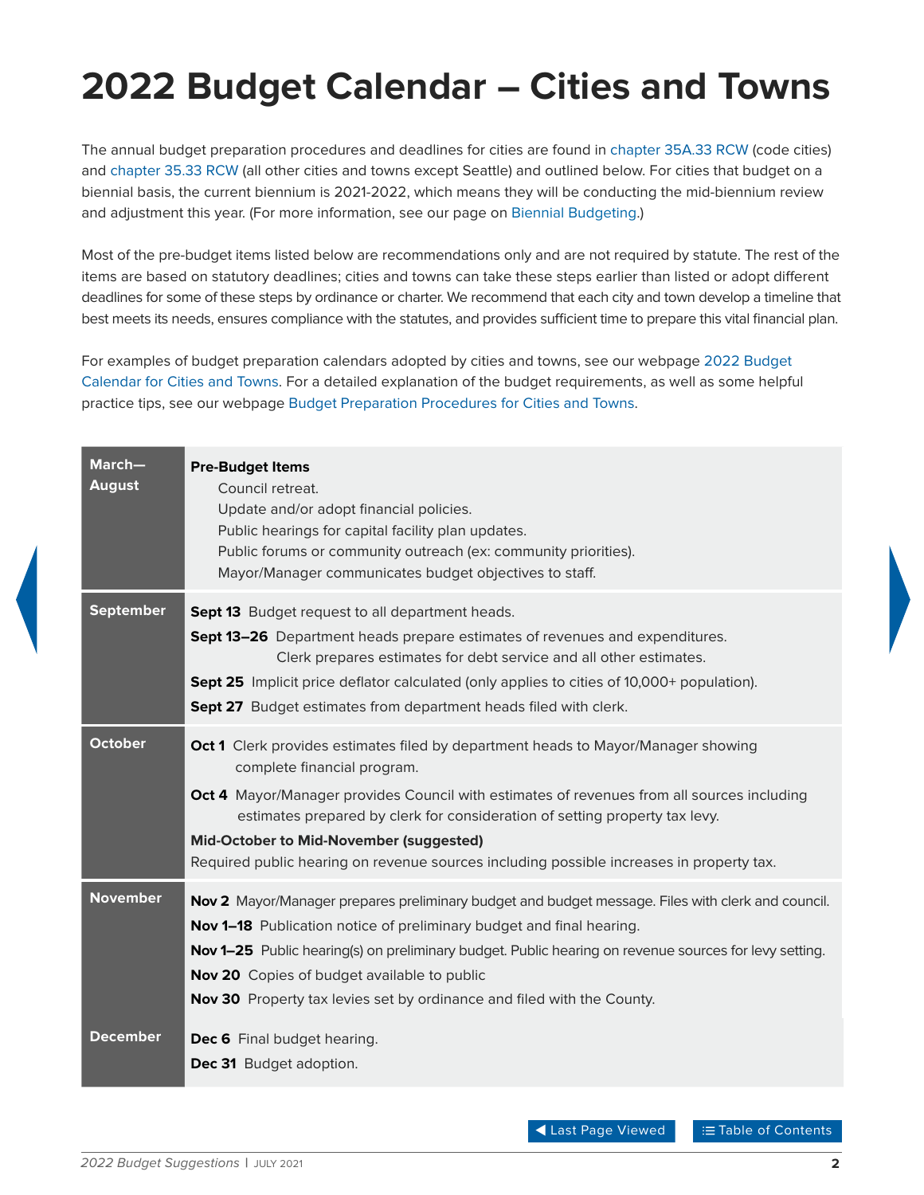# 2022 Budget Calendar – Cities and Towns

The annual budget preparation procedures and deadlines for cities are found in chapter 35A.33 RCW (code cities) and chapter 35.33 RCW (all other cities and towns except Seattle) and outlined below. For cities that budget on a biennial basis, the current biennium is 2021-2022, which means they will be conducting the mid-biennium review and adjustment this year. (For more information, see our page on Biennial Budgeting.)

Most of the pre-budget items listed below are recommendations only and are not required by statute. The rest of the items are based on statutory deadlines; cities and towns can take these steps earlier than listed or adopt different deadlines for some of these steps by ordinance or charter. We recommend that each city and town develop a timeline that best meets its needs, ensures compliance with the statutes, and provides sufficient time to prepare this vital financial plan.

For examples of budget preparation calendars adopted by cities and towns, see our webpage 2022 Budget Calendar for Cities and Towns. For a detailed explanation of the budget requirements, as well as some helpful practice tips, see our webpage Budget Preparation Procedures for Cities and Towns.

| Month | Items |
| --- | --- |
| **March—August** | **Pre-Budget Items**<br>Council retreat.<br>Update and/or adopt financial policies.<br>Public hearings for capital facility plan updates.<br>Public forums or community outreach (ex: community priorities).<br>Mayor/Manager communicates budget objectives to staff. |
| **September** | **Sept 13** Budget request to all department heads.<br>**Sept 13–26** Department heads prepare estimates of revenues and expenditures. Clerk prepares estimates for debt service and all other estimates.<br>**Sept 25** Implicit price deflator calculated (only applies to cities of 10,000+ population).<br>**Sept 27** Budget estimates from department heads filed with clerk. |
| **October** | **Oct 1** Clerk provides estimates filed by department heads to Mayor/Manager showing complete financial program.<br>**Oct 4** Mayor/Manager provides Council with estimates of revenues from all sources including estimates prepared by clerk for consideration of setting property tax levy.<br>**Mid-October to Mid-November (suggested)**<br>Required public hearing on revenue sources including possible increases in property tax. |
| **November** | **Nov 2** Mayor/Manager prepares preliminary budget and budget message. Files with clerk and council.<br>**Nov 1–18** Publication notice of preliminary budget and final hearing.<br>**Nov 1–25** Public hearing(s) on preliminary budget. Public hearing on revenue sources for levy setting.<br>**Nov 20** Copies of budget available to public<br>**Nov 30** Property tax levies set by ordinance and filed with the County. |
| **December** | **Dec 6** Final budget hearing.<br>**Dec 31** Budget adoption. |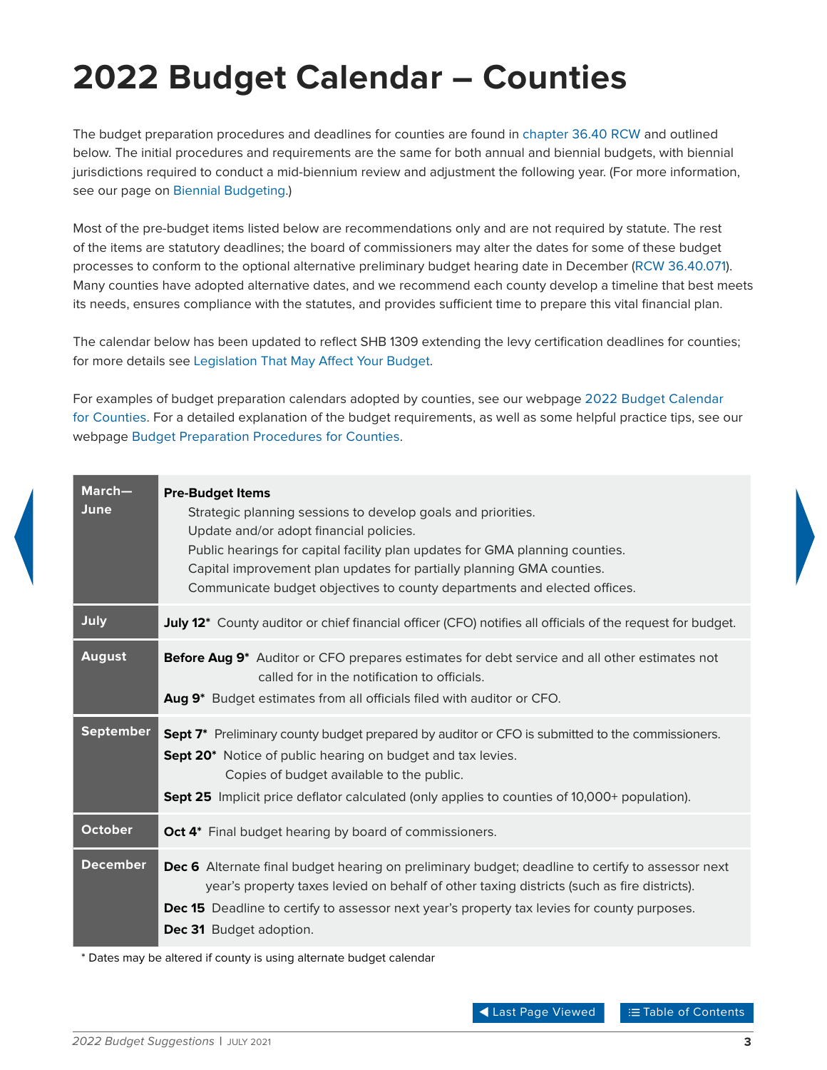# 2022 Budget Calendar – Counties

The budget preparation procedures and deadlines for counties are found in chapter 36.40 RCW and outlined below. The initial procedures and requirements are the same for both annual and biennial budgets, with biennial jurisdictions required to conduct a mid-biennium review and adjustment the following year. (For more information, see our page on Biennial Budgeting.)

Most of the pre-budget items listed below are recommendations only and are not required by statute. The rest of the items are statutory deadlines; the board of commissioners may alter the dates for some of these budget processes to conform to the optional alternative preliminary budget hearing date in December (RCW 36.40.071). Many counties have adopted alternative dates, and we recommend each county develop a timeline that best meets its needs, ensures compliance with the statutes, and provides sufficient time to prepare this vital financial plan.

The calendar below has been updated to reflect SHB 1309 extending the levy certification deadlines for counties; for more details see Legislation That May Affect Your Budget.

For examples of budget preparation calendars adopted by counties, see our webpage 2022 Budget Calendar for Counties. For a detailed explanation of the budget requirements, as well as some helpful practice tips, see our webpage Budget Preparation Procedures for Counties.

| Month | Items |
|---|---|
| **March—June** | **Pre-Budget Items**<br>Strategic planning sessions to develop goals and priorities.<br>Update and/or adopt financial policies.<br>Public hearings for capital facility plan updates for GMA planning counties.<br>Capital improvement plan updates for partially planning GMA counties.<br>Communicate budget objectives to county departments and elected offices. |
| **July** | **July 12*** County auditor or chief financial officer (CFO) notifies all officials of the request for budget. |
| **August** | **Before Aug 9*** Auditor or CFO prepares estimates for debt service and all other estimates not called for in the notification to officials.<br>**Aug 9*** Budget estimates from all officials filed with auditor or CFO. |
| **September** | **Sept 7*** Preliminary county budget prepared by auditor or CFO is submitted to the commissioners.<br>**Sept 20*** Notice of public hearing on budget and tax levies. Copies of budget available to the public.<br>**Sept 25** Implicit price deflator calculated (only applies to counties of 10,000+ population). |
| **October** | **Oct 4*** Final budget hearing by board of commissioners. |
| **December** | **Dec 6** Alternate final budget hearing on preliminary budget; deadline to certify to assessor next year's property taxes levied on behalf of other taxing districts (such as fire districts).<br>**Dec 15** Deadline to certify to assessor next year's property tax levies for county purposes.<br>**Dec 31** Budget adoption. |

* Dates may be altered if county is using alternate budget calendar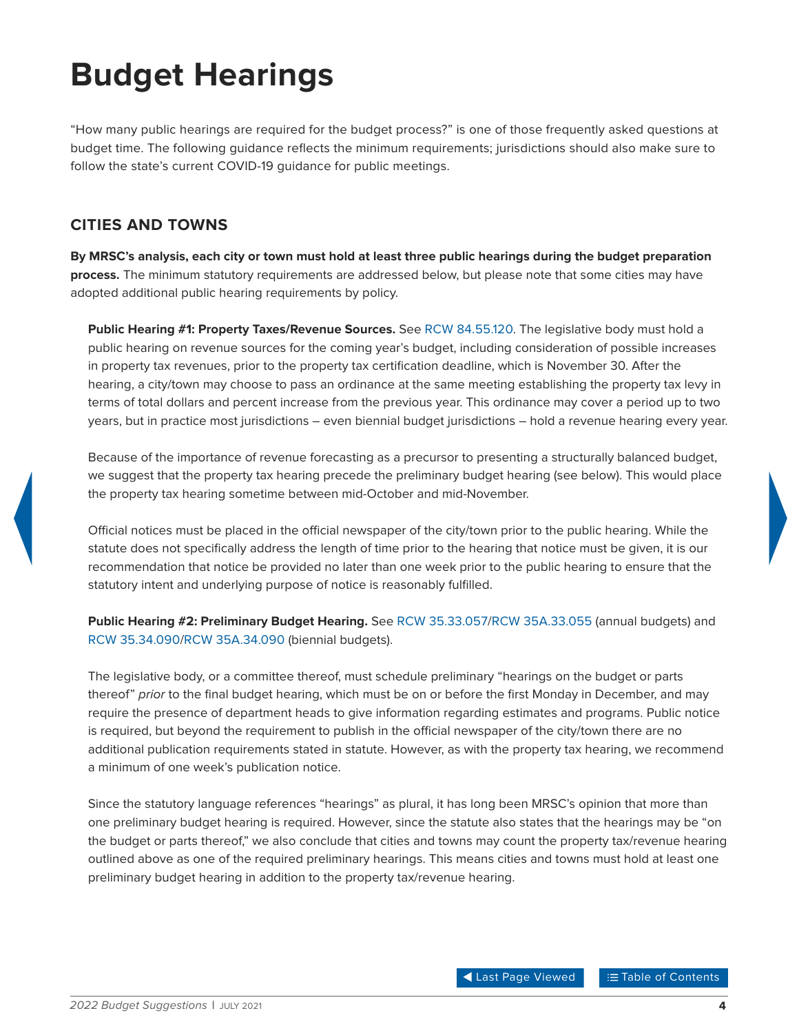# Budget Hearings

"How many public hearings are required for the budget process?" is one of those frequently asked questions at budget time. The following guidance reflects the minimum requirements; jurisdictions should also make sure to follow the state's current COVID-19 guidance for public meetings.

## CITIES AND TOWNS

**By MRSC's analysis, each city or town must hold at least three public hearings during the budget preparation process.** The minimum statutory requirements are addressed below, but please note that some cities may have adopted additional public hearing requirements by policy.

**Public Hearing #1: Property Taxes/Revenue Sources.** See RCW 84.55.120. The legislative body must hold a public hearing on revenue sources for the coming year's budget, including consideration of possible increases in property tax revenues, prior to the property tax certification deadline, which is November 30. After the hearing, a city/town may choose to pass an ordinance at the same meeting establishing the property tax levy in terms of total dollars and percent increase from the previous year. This ordinance may cover a period up to two years, but in practice most jurisdictions – even biennial budget jurisdictions – hold a revenue hearing every year.

Because of the importance of revenue forecasting as a precursor to presenting a structurally balanced budget, we suggest that the property tax hearing precede the preliminary budget hearing (see below). This would place the property tax hearing sometime between mid-October and mid-November.

Official notices must be placed in the official newspaper of the city/town prior to the public hearing. While the statute does not specifically address the length of time prior to the hearing that notice must be given, it is our recommendation that notice be provided no later than one week prior to the public hearing to ensure that the statutory intent and underlying purpose of notice is reasonably fulfilled.

**Public Hearing #2: Preliminary Budget Hearing.** See RCW 35.33.057/RCW 35A.33.055 (annual budgets) and RCW 35.34.090/RCW 35A.34.090 (biennial budgets).

The legislative body, or a committee thereof, must schedule preliminary "hearings on the budget or parts thereof" *prior* to the final budget hearing, which must be on or before the first Monday in December, and may require the presence of department heads to give information regarding estimates and programs. Public notice is required, but beyond the requirement to publish in the official newspaper of the city/town there are no additional publication requirements stated in statute. However, as with the property tax hearing, we recommend a minimum of one week's publication notice.

Since the statutory language references "hearings" as plural, it has long been MRSC's opinion that more than one preliminary budget hearing is required. However, since the statute also states that the hearings may be "on the budget or parts thereof," we also conclude that cities and towns may count the property tax/revenue hearing outlined above as one of the required preliminary hearings. This means cities and towns must hold at least one preliminary budget hearing in addition to the property tax/revenue hearing.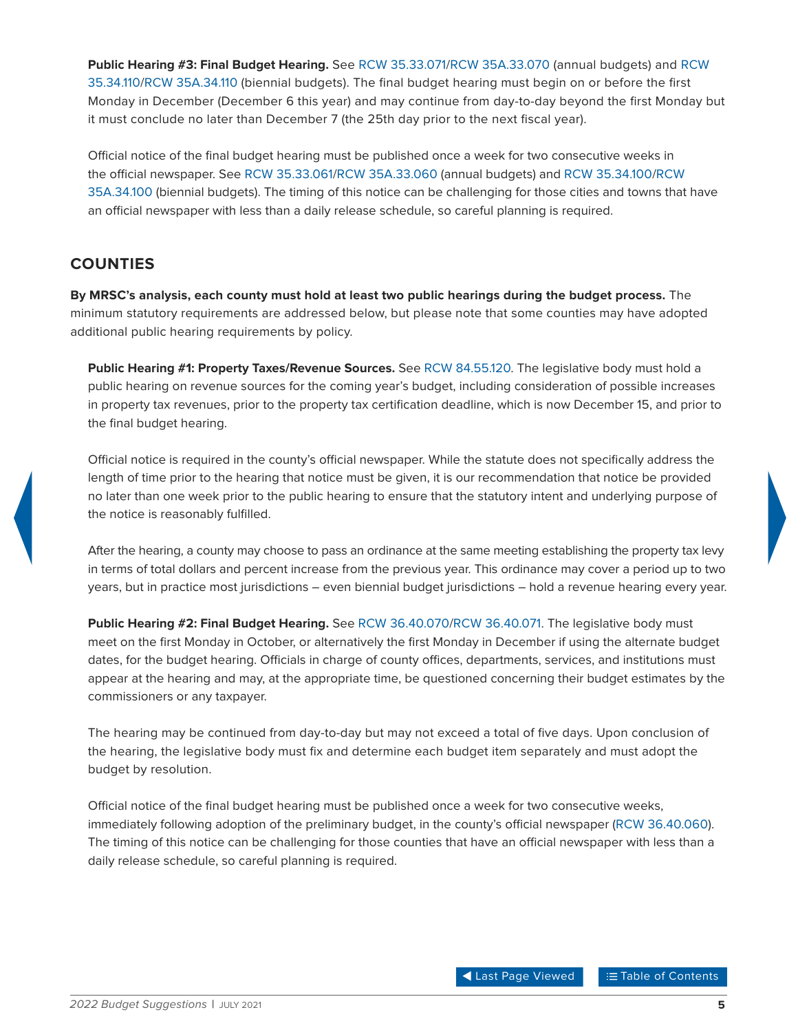**Public Hearing #3: Final Budget Hearing.** See RCW 35.33.071/RCW 35A.33.070 (annual budgets) and RCW 35.34.110/RCW 35A.34.110 (biennial budgets). The final budget hearing must begin on or before the first Monday in December (December 6 this year) and may continue from day-to-day beyond the first Monday but it must conclude no later than December 7 (the 25th day prior to the next fiscal year).

Official notice of the final budget hearing must be published once a week for two consecutive weeks in the official newspaper. See RCW 35.33.061/RCW 35A.33.060 (annual budgets) and RCW 35.34.100/RCW 35A.34.100 (biennial budgets). The timing of this notice can be challenging for those cities and towns that have an official newspaper with less than a daily release schedule, so careful planning is required.

## COUNTIES

**By MRSC's analysis, each county must hold at least two public hearings during the budget process.** The minimum statutory requirements are addressed below, but please note that some counties may have adopted additional public hearing requirements by policy.

**Public Hearing #1: Property Taxes/Revenue Sources.** See RCW 84.55.120. The legislative body must hold a public hearing on revenue sources for the coming year's budget, including consideration of possible increases in property tax revenues, prior to the property tax certification deadline, which is now December 15, and prior to the final budget hearing.

Official notice is required in the county's official newspaper. While the statute does not specifically address the length of time prior to the hearing that notice must be given, it is our recommendation that notice be provided no later than one week prior to the public hearing to ensure that the statutory intent and underlying purpose of the notice is reasonably fulfilled.

After the hearing, a county may choose to pass an ordinance at the same meeting establishing the property tax levy in terms of total dollars and percent increase from the previous year. This ordinance may cover a period up to two years, but in practice most jurisdictions – even biennial budget jurisdictions – hold a revenue hearing every year.

**Public Hearing #2: Final Budget Hearing.** See RCW 36.40.070/RCW 36.40.071. The legislative body must meet on the first Monday in October, or alternatively the first Monday in December if using the alternate budget dates, for the budget hearing. Officials in charge of county offices, departments, services, and institutions must appear at the hearing and may, at the appropriate time, be questioned concerning their budget estimates by the commissioners or any taxpayer.

The hearing may be continued from day-to-day but may not exceed a total of five days. Upon conclusion of the hearing, the legislative body must fix and determine each budget item separately and must adopt the budget by resolution.

Official notice of the final budget hearing must be published once a week for two consecutive weeks, immediately following adoption of the preliminary budget, in the county's official newspaper (RCW 36.40.060). The timing of this notice can be challenging for those counties that have an official newspaper with less than a daily release schedule, so careful planning is required.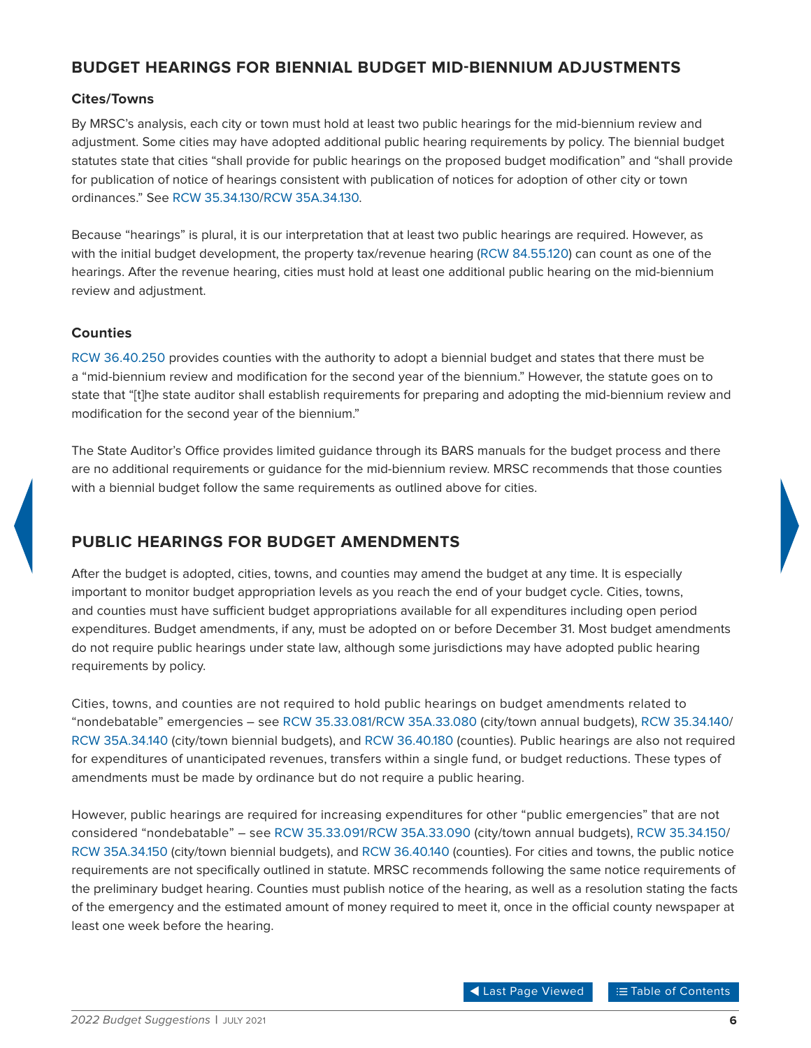## BUDGET HEARINGS FOR BIENNIAL BUDGET MID-BIENNIUM ADJUSTMENTS

### Cites/Towns

By MRSC's analysis, each city or town must hold at least two public hearings for the mid-biennium review and adjustment. Some cities may have adopted additional public hearing requirements by policy. The biennial budget statutes state that cities "shall provide for public hearings on the proposed budget modification" and "shall provide for publication of notice of hearings consistent with publication of notices for adoption of other city or town ordinances." See RCW 35.34.130/RCW 35A.34.130.

Because "hearings" is plural, it is our interpretation that at least two public hearings are required. However, as with the initial budget development, the property tax/revenue hearing (RCW 84.55.120) can count as one of the hearings. After the revenue hearing, cities must hold at least one additional public hearing on the mid-biennium review and adjustment.

### Counties

RCW 36.40.250 provides counties with the authority to adopt a biennial budget and states that there must be a "mid-biennium review and modification for the second year of the biennium." However, the statute goes on to state that "[t]he state auditor shall establish requirements for preparing and adopting the mid-biennium review and modification for the second year of the biennium."

The State Auditor's Office provides limited guidance through its BARS manuals for the budget process and there are no additional requirements or guidance for the mid-biennium review. MRSC recommends that those counties with a biennial budget follow the same requirements as outlined above for cities.

## PUBLIC HEARINGS FOR BUDGET AMENDMENTS

After the budget is adopted, cities, towns, and counties may amend the budget at any time. It is especially important to monitor budget appropriation levels as you reach the end of your budget cycle. Cities, towns, and counties must have sufficient budget appropriations available for all expenditures including open period expenditures. Budget amendments, if any, must be adopted on or before December 31. Most budget amendments do not require public hearings under state law, although some jurisdictions may have adopted public hearing requirements by policy.

Cities, towns, and counties are not required to hold public hearings on budget amendments related to "nondebatable" emergencies – see RCW 35.33.081/RCW 35A.33.080 (city/town annual budgets), RCW 35.34.140/RCW 35A.34.140 (city/town biennial budgets), and RCW 36.40.180 (counties). Public hearings are also not required for expenditures of unanticipated revenues, transfers within a single fund, or budget reductions. These types of amendments must be made by ordinance but do not require a public hearing.

However, public hearings are required for increasing expenditures for other "public emergencies" that are not considered "nondebatable" – see RCW 35.33.091/RCW 35A.33.090 (city/town annual budgets), RCW 35.34.150/RCW 35A.34.150 (city/town biennial budgets), and RCW 36.40.140 (counties). For cities and towns, the public notice requirements are not specifically outlined in statute. MRSC recommends following the same notice requirements of the preliminary budget hearing. Counties must publish notice of the hearing, as well as a resolution stating the facts of the emergency and the estimated amount of money required to meet it, once in the official county newspaper at least one week before the hearing.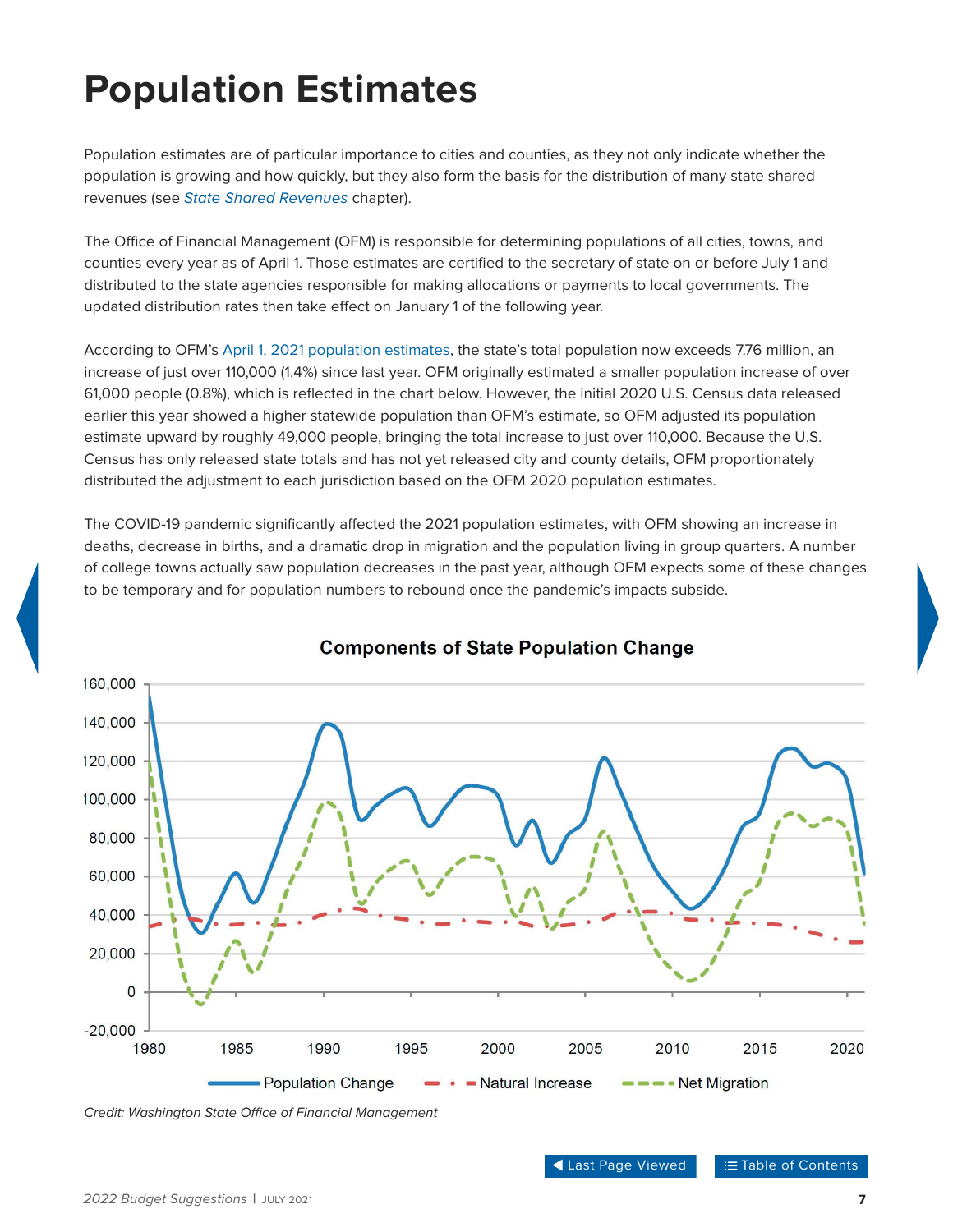# Population Estimates

Population estimates are of particular importance to cities and counties, as they not only indicate whether the population is growing and how quickly, but they also form the basis for the distribution of many state shared revenues (see *State Shared Revenues* chapter).

The Office of Financial Management (OFM) is responsible for determining populations of all cities, towns, and counties every year as of April 1. Those estimates are certified to the secretary of state on or before July 1 and distributed to the state agencies responsible for making allocations or payments to local governments. The updated distribution rates then take effect on January 1 of the following year.

According to OFM's April 1, 2021 population estimates, the state's total population now exceeds 7.76 million, an increase of just over 110,000 (1.4%) since last year. OFM originally estimated a smaller population increase of over 61,000 people (0.8%), which is reflected in the chart below. However, the initial 2020 U.S. Census data released earlier this year showed a higher statewide population than OFM's estimate, so OFM adjusted its population estimate upward by roughly 49,000 people, bringing the total increase to just over 110,000. Because the U.S. Census has only released state totals and has not yet released city and county details, OFM proportionately distributed the adjustment to each jurisdiction based on the OFM 2020 population estimates.

The COVID-19 pandemic significantly affected the 2021 population estimates, with OFM showing an increase in deaths, decrease in births, and a dramatic drop in migration and the population living in group quarters. A number of college towns actually saw population decreases in the past year, although OFM expects some of these changes to be temporary and for population numbers to rebound once the pandemic's impacts subside.

**Components of State Population Change**

*Credit: Washington State Office of Financial Management*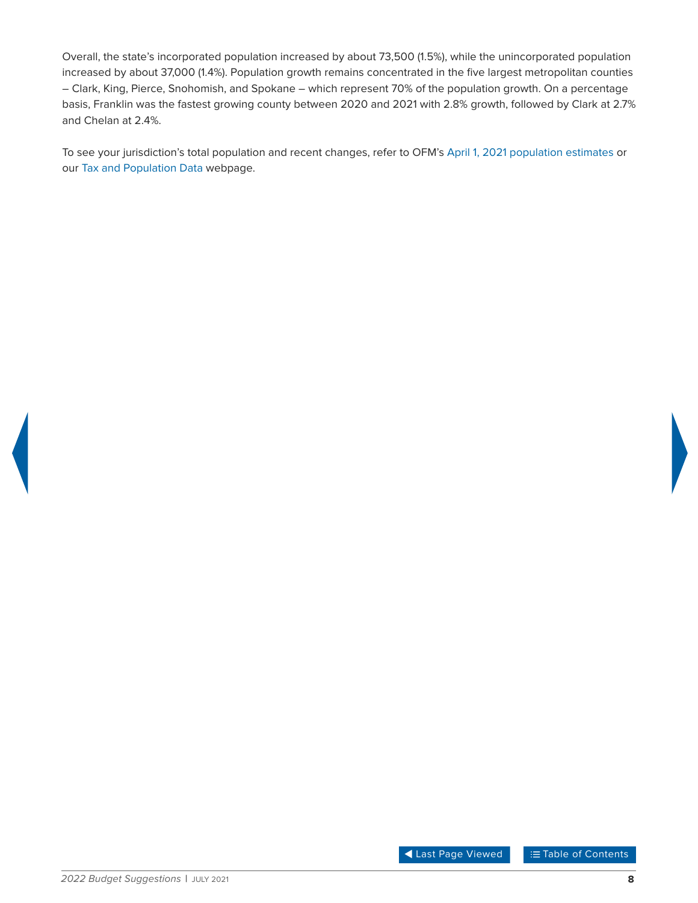Overall, the state's incorporated population increased by about 73,500 (1.5%), while the unincorporated population increased by about 37,000 (1.4%). Population growth remains concentrated in the five largest metropolitan counties – Clark, King, Pierce, Snohomish, and Spokane – which represent 70% of the population growth. On a percentage basis, Franklin was the fastest growing county between 2020 and 2021 with 2.8% growth, followed by Clark at 2.7% and Chelan at 2.4%.

To see your jurisdiction's total population and recent changes, refer to OFM's April 1, 2021 population estimates or our Tax and Population Data webpage.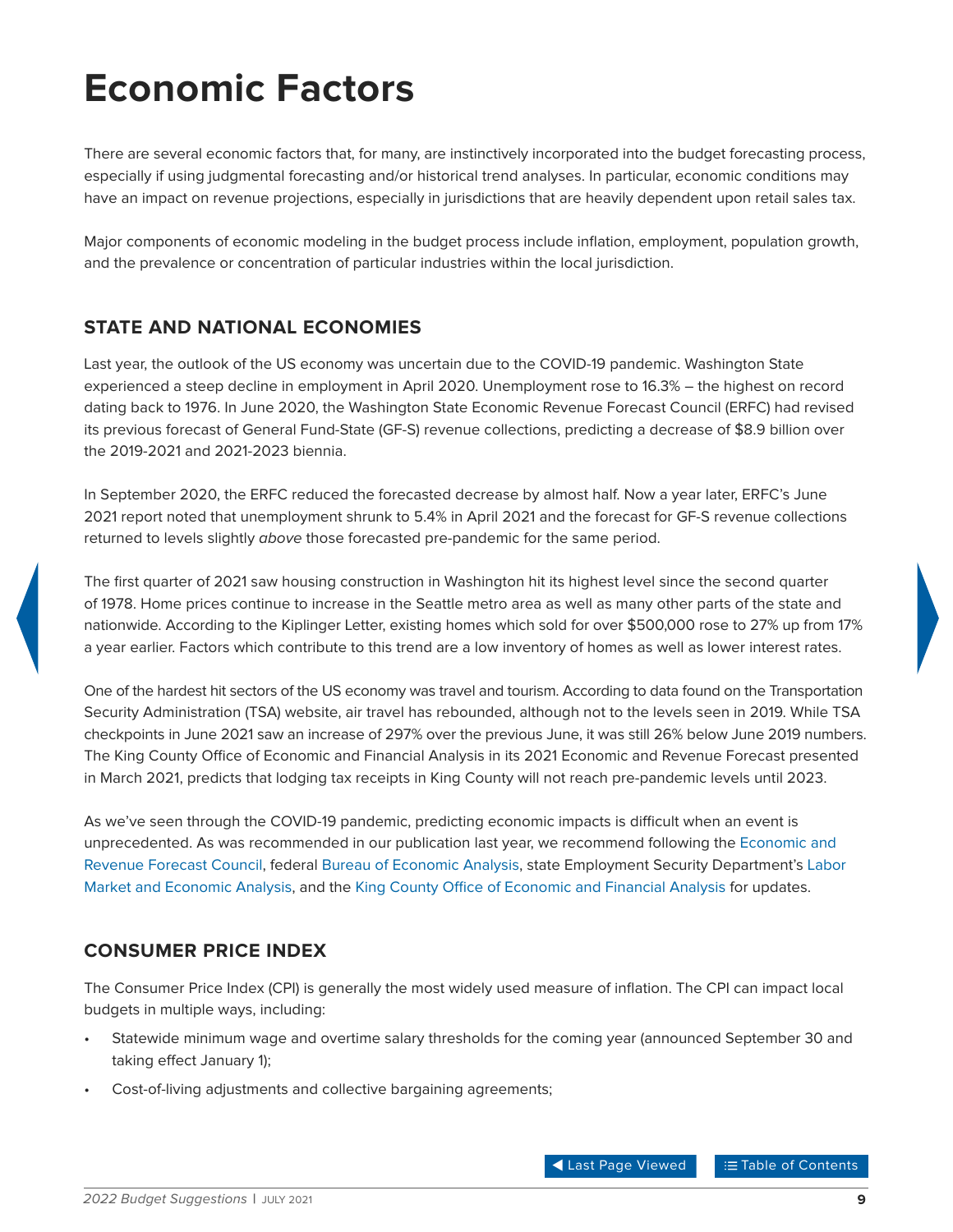# Economic Factors

There are several economic factors that, for many, are instinctively incorporated into the budget forecasting process, especially if using judgmental forecasting and/or historical trend analyses. In particular, economic conditions may have an impact on revenue projections, especially in jurisdictions that are heavily dependent upon retail sales tax.

Major components of economic modeling in the budget process include inflation, employment, population growth, and the prevalence or concentration of particular industries within the local jurisdiction.

## STATE AND NATIONAL ECONOMIES

Last year, the outlook of the US economy was uncertain due to the COVID-19 pandemic. Washington State experienced a steep decline in employment in April 2020. Unemployment rose to 16.3% – the highest on record dating back to 1976. In June 2020, the Washington State Economic Revenue Forecast Council (ERFC) had revised its previous forecast of General Fund-State (GF-S) revenue collections, predicting a decrease of $8.9 billion over the 2019-2021 and 2021-2023 biennia.

In September 2020, the ERFC reduced the forecasted decrease by almost half. Now a year later, ERFC's June 2021 report noted that unemployment shrunk to 5.4% in April 2021 and the forecast for GF-S revenue collections returned to levels slightly *above* those forecasted pre-pandemic for the same period.

The first quarter of 2021 saw housing construction in Washington hit its highest level since the second quarter of 1978. Home prices continue to increase in the Seattle metro area as well as many other parts of the state and nationwide. According to the Kiplinger Letter, existing homes which sold for over $500,000 rose to 27% up from 17% a year earlier. Factors which contribute to this trend are a low inventory of homes as well as lower interest rates.

One of the hardest hit sectors of the US economy was travel and tourism. According to data found on the Transportation Security Administration (TSA) website, air travel has rebounded, although not to the levels seen in 2019. While TSA checkpoints in June 2021 saw an increase of 297% over the previous June, it was still 26% below June 2019 numbers. The King County Office of Economic and Financial Analysis in its 2021 Economic and Revenue Forecast presented in March 2021, predicts that lodging tax receipts in King County will not reach pre-pandemic levels until 2023.

As we've seen through the COVID-19 pandemic, predicting economic impacts is difficult when an event is unprecedented. As was recommended in our publication last year, we recommend following the Economic and Revenue Forecast Council, federal Bureau of Economic Analysis, state Employment Security Department's Labor Market and Economic Analysis, and the King County Office of Economic and Financial Analysis for updates.

## CONSUMER PRICE INDEX

The Consumer Price Index (CPI) is generally the most widely used measure of inflation. The CPI can impact local budgets in multiple ways, including:

- Statewide minimum wage and overtime salary thresholds for the coming year (announced September 30 and taking effect January 1);
- Cost-of-living adjustments and collective bargaining agreements;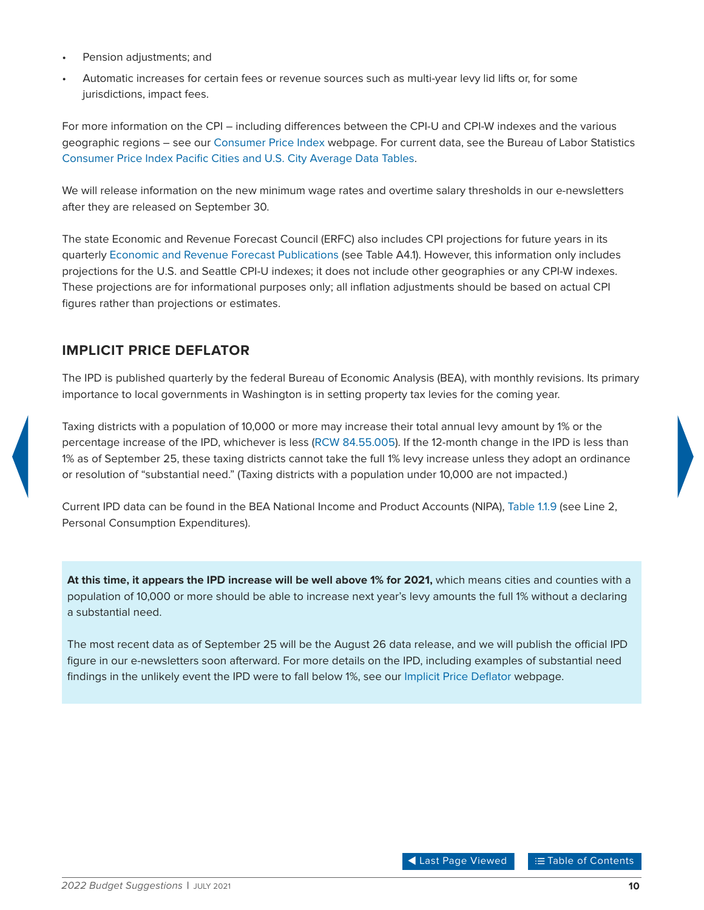- Pension adjustments; and
- Automatic increases for certain fees or revenue sources such as multi-year levy lid lifts or, for some jurisdictions, impact fees.

For more information on the CPI – including differences between the CPI-U and CPI-W indexes and the various geographic regions – see our Consumer Price Index webpage. For current data, see the Bureau of Labor Statistics Consumer Price Index Pacific Cities and U.S. City Average Data Tables.

We will release information on the new minimum wage rates and overtime salary thresholds in our e-newsletters after they are released on September 30.

The state Economic and Revenue Forecast Council (ERFC) also includes CPI projections for future years in its quarterly Economic and Revenue Forecast Publications (see Table A4.1). However, this information only includes projections for the U.S. and Seattle CPI-U indexes; it does not include other geographies or any CPI-W indexes. These projections are for informational purposes only; all inflation adjustments should be based on actual CPI figures rather than projections or estimates.

## IMPLICIT PRICE DEFLATOR

The IPD is published quarterly by the federal Bureau of Economic Analysis (BEA), with monthly revisions. Its primary importance to local governments in Washington is in setting property tax levies for the coming year.

Taxing districts with a population of 10,000 or more may increase their total annual levy amount by 1% or the percentage increase of the IPD, whichever is less (RCW 84.55.005). If the 12-month change in the IPD is less than 1% as of September 25, these taxing districts cannot take the full 1% levy increase unless they adopt an ordinance or resolution of "substantial need." (Taxing districts with a population under 10,000 are not impacted.)

Current IPD data can be found in the BEA National Income and Product Accounts (NIPA), Table 1.1.9 (see Line 2, Personal Consumption Expenditures).

**At this time, it appears the IPD increase will be well above 1% for 2021,** which means cities and counties with a population of 10,000 or more should be able to increase next year's levy amounts the full 1% without a declaring a substantial need.

The most recent data as of September 25 will be the August 26 data release, and we will publish the official IPD figure in our e-newsletters soon afterward. For more details on the IPD, including examples of substantial need findings in the unlikely event the IPD were to fall below 1%, see our Implicit Price Deflator webpage.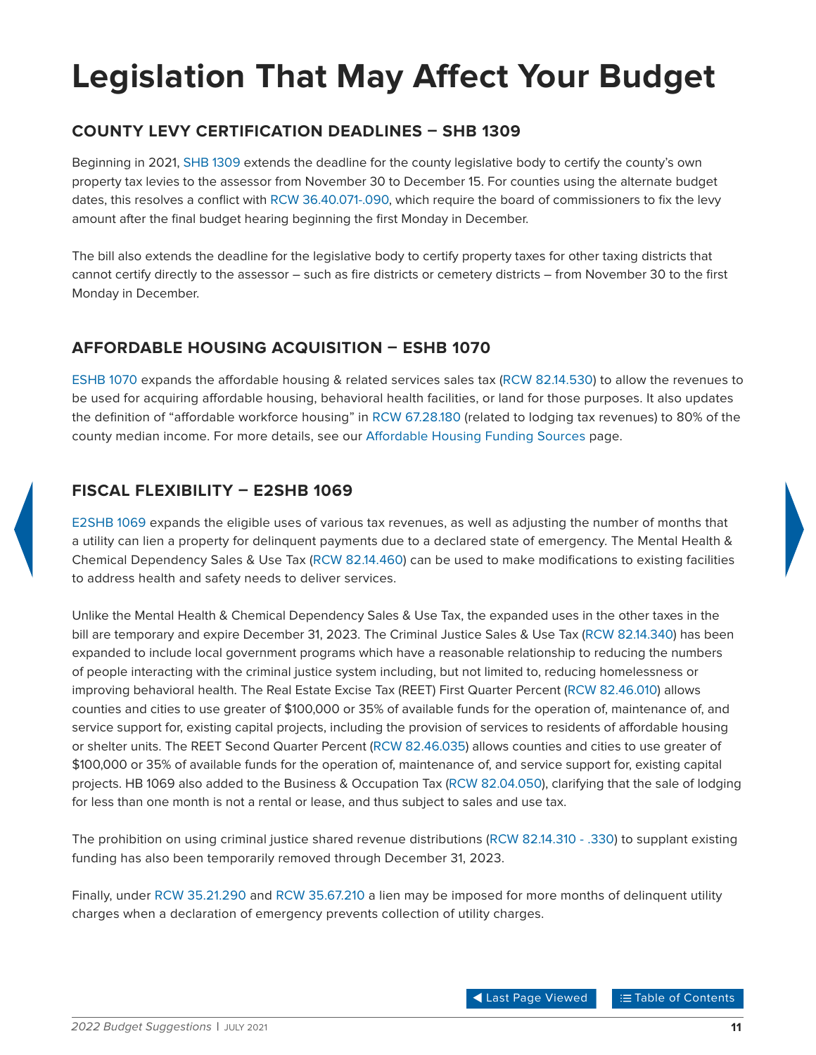# Legislation That May Affect Your Budget

## COUNTY LEVY CERTIFICATION DEADLINES – SHB 1309

Beginning in 2021, SHB 1309 extends the deadline for the county legislative body to certify the county's own property tax levies to the assessor from November 30 to December 15. For counties using the alternate budget dates, this resolves a conflict with RCW 36.40.071-.090, which require the board of commissioners to fix the levy amount after the final budget hearing beginning the first Monday in December.

The bill also extends the deadline for the legislative body to certify property taxes for other taxing districts that cannot certify directly to the assessor – such as fire districts or cemetery districts – from November 30 to the first Monday in December.

## AFFORDABLE HOUSING ACQUISITION – ESHB 1070

ESHB 1070 expands the affordable housing & related services sales tax (RCW 82.14.530) to allow the revenues to be used for acquiring affordable housing, behavioral health facilities, or land for those purposes. It also updates the definition of "affordable workforce housing" in RCW 67.28.180 (related to lodging tax revenues) to 80% of the county median income. For more details, see our Affordable Housing Funding Sources page.

## FISCAL FLEXIBILITY – E2SHB 1069

E2SHB 1069 expands the eligible uses of various tax revenues, as well as adjusting the number of months that a utility can lien a property for delinquent payments due to a declared state of emergency. The Mental Health & Chemical Dependency Sales & Use Tax (RCW 82.14.460) can be used to make modifications to existing facilities to address health and safety needs to deliver services.

Unlike the Mental Health & Chemical Dependency Sales & Use Tax, the expanded uses in the other taxes in the bill are temporary and expire December 31, 2023. The Criminal Justice Sales & Use Tax (RCW 82.14.340) has been expanded to include local government programs which have a reasonable relationship to reducing the numbers of people interacting with the criminal justice system including, but not limited to, reducing homelessness or improving behavioral health. The Real Estate Excise Tax (REET) First Quarter Percent (RCW 82.46.010) allows counties and cities to use greater of $100,000 or 35% of available funds for the operation of, maintenance of, and service support for, existing capital projects, including the provision of services to residents of affordable housing or shelter units. The REET Second Quarter Percent (RCW 82.46.035) allows counties and cities to use greater of $100,000 or 35% of available funds for the operation of, maintenance of, and service support for, existing capital projects. HB 1069 also added to the Business & Occupation Tax (RCW 82.04.050), clarifying that the sale of lodging for less than one month is not a rental or lease, and thus subject to sales and use tax.

The prohibition on using criminal justice shared revenue distributions (RCW 82.14.310 - .330) to supplant existing funding has also been temporarily removed through December 31, 2023.

Finally, under RCW 35.21.290 and RCW 35.67.210 a lien may be imposed for more months of delinquent utility charges when a declaration of emergency prevents collection of utility charges.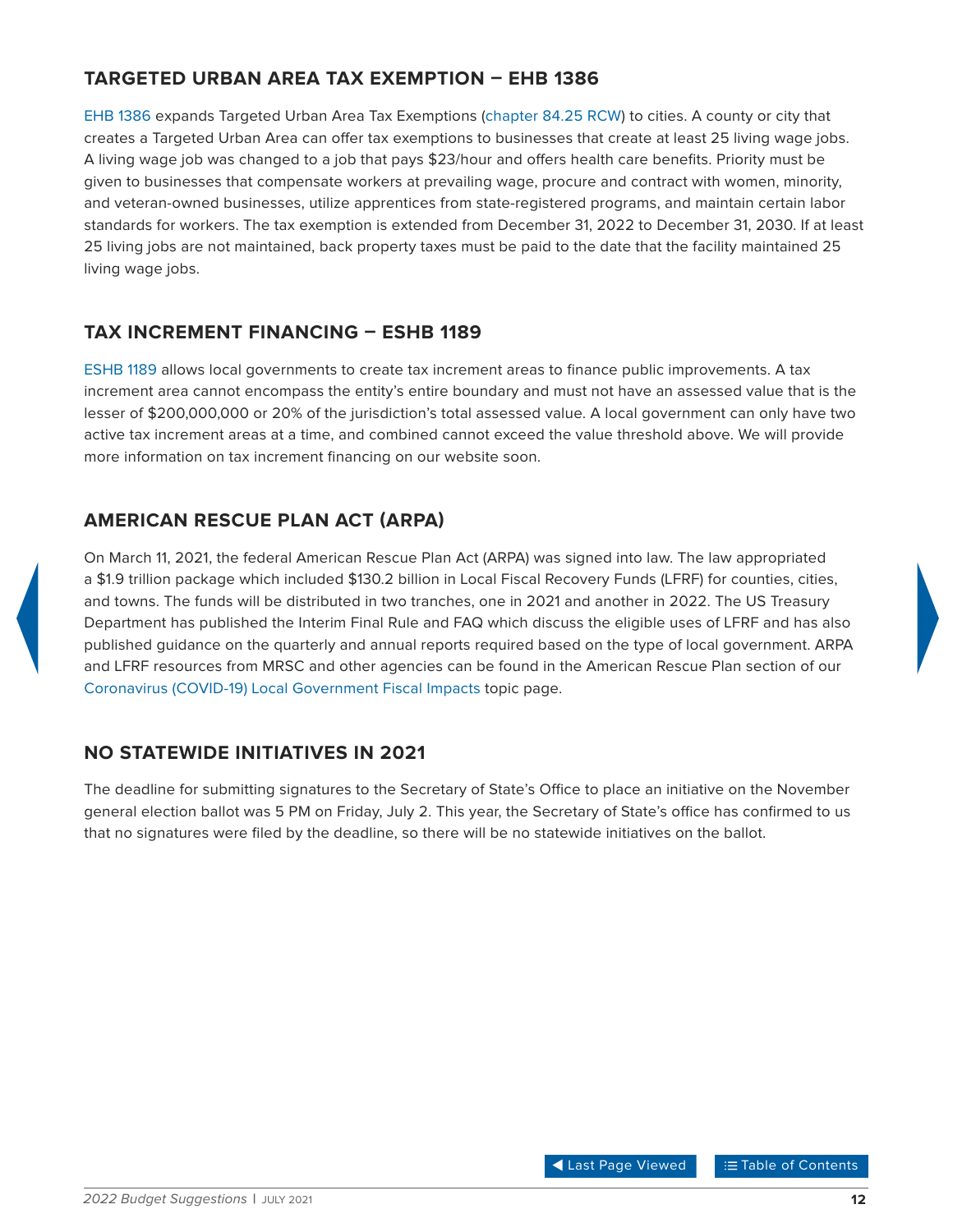## TARGETED URBAN AREA TAX EXEMPTION – EHB 1386

EHB 1386 expands Targeted Urban Area Tax Exemptions (chapter 84.25 RCW) to cities. A county or city that creates a Targeted Urban Area can offer tax exemptions to businesses that create at least 25 living wage jobs. A living wage job was changed to a job that pays $23/hour and offers health care benefits. Priority must be given to businesses that compensate workers at prevailing wage, procure and contract with women, minority, and veteran-owned businesses, utilize apprentices from state-registered programs, and maintain certain labor standards for workers. The tax exemption is extended from December 31, 2022 to December 31, 2030. If at least 25 living jobs are not maintained, back property taxes must be paid to the date that the facility maintained 25 living wage jobs.

## TAX INCREMENT FINANCING – ESHB 1189

ESHB 1189 allows local governments to create tax increment areas to finance public improvements. A tax increment area cannot encompass the entity's entire boundary and must not have an assessed value that is the lesser of $200,000,000 or 20% of the jurisdiction's total assessed value. A local government can only have two active tax increment areas at a time, and combined cannot exceed the value threshold above. We will provide more information on tax increment financing on our website soon.

## AMERICAN RESCUE PLAN ACT (ARPA)

On March 11, 2021, the federal American Rescue Plan Act (ARPA) was signed into law. The law appropriated a $1.9 trillion package which included $130.2 billion in Local Fiscal Recovery Funds (LFRF) for counties, cities, and towns. The funds will be distributed in two tranches, one in 2021 and another in 2022. The US Treasury Department has published the Interim Final Rule and FAQ which discuss the eligible uses of LFRF and has also published guidance on the quarterly and annual reports required based on the type of local government. ARPA and LFRF resources from MRSC and other agencies can be found in the American Rescue Plan section of our Coronavirus (COVID-19) Local Government Fiscal Impacts topic page.

## NO STATEWIDE INITIATIVES IN 2021

The deadline for submitting signatures to the Secretary of State's Office to place an initiative on the November general election ballot was 5 PM on Friday, July 2. This year, the Secretary of State's office has confirmed to us that no signatures were filed by the deadline, so there will be no statewide initiatives on the ballot.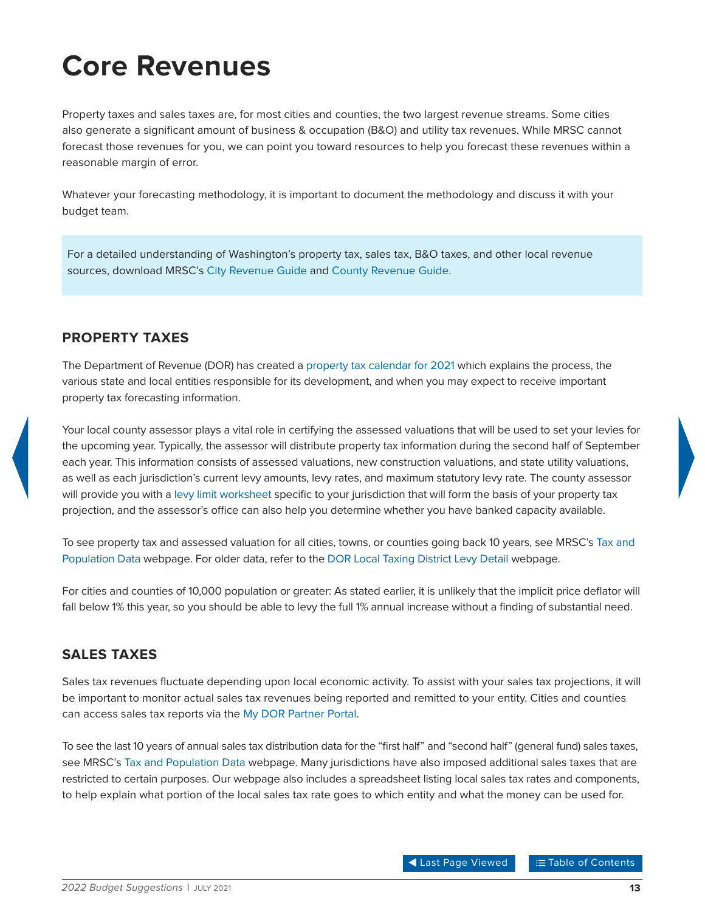# Core Revenues

Property taxes and sales taxes are, for most cities and counties, the two largest revenue streams. Some cities also generate a significant amount of business & occupation (B&O) and utility tax revenues. While MRSC cannot forecast those revenues for you, we can point you toward resources to help you forecast these revenues within a reasonable margin of error.

Whatever your forecasting methodology, it is important to document the methodology and discuss it with your budget team.

> For a detailed understanding of Washington's property tax, sales tax, B&O taxes, and other local revenue sources, download MRSC's City Revenue Guide and County Revenue Guide.

## PROPERTY TAXES

The Department of Revenue (DOR) has created a property tax calendar for 2021 which explains the process, the various state and local entities responsible for its development, and when you may expect to receive important property tax forecasting information.

Your local county assessor plays a vital role in certifying the assessed valuations that will be used to set your levies for the upcoming year. Typically, the assessor will distribute property tax information during the second half of September each year. This information consists of assessed valuations, new construction valuations, and state utility valuations, as well as each jurisdiction's current levy amounts, levy rates, and maximum statutory levy rate. The county assessor will provide you with a levy limit worksheet specific to your jurisdiction that will form the basis of your property tax projection, and the assessor's office can also help you determine whether you have banked capacity available.

To see property tax and assessed valuation for all cities, towns, or counties going back 10 years, see MRSC's Tax and Population Data webpage. For older data, refer to the DOR Local Taxing District Levy Detail webpage.

For cities and counties of 10,000 population or greater: As stated earlier, it is unlikely that the implicit price deflator will fall below 1% this year, so you should be able to levy the full 1% annual increase without a finding of substantial need.

## SALES TAXES

Sales tax revenues fluctuate depending upon local economic activity. To assist with your sales tax projections, it will be important to monitor actual sales tax revenues being reported and remitted to your entity. Cities and counties can access sales tax reports via the My DOR Partner Portal.

To see the last 10 years of annual sales tax distribution data for the "first half" and "second half" (general fund) sales taxes, see MRSC's Tax and Population Data webpage. Many jurisdictions have also imposed additional sales taxes that are restricted to certain purposes. Our webpage also includes a spreadsheet listing local sales tax rates and components, to help explain what portion of the local sales tax rate goes to which entity and what the money can be used for.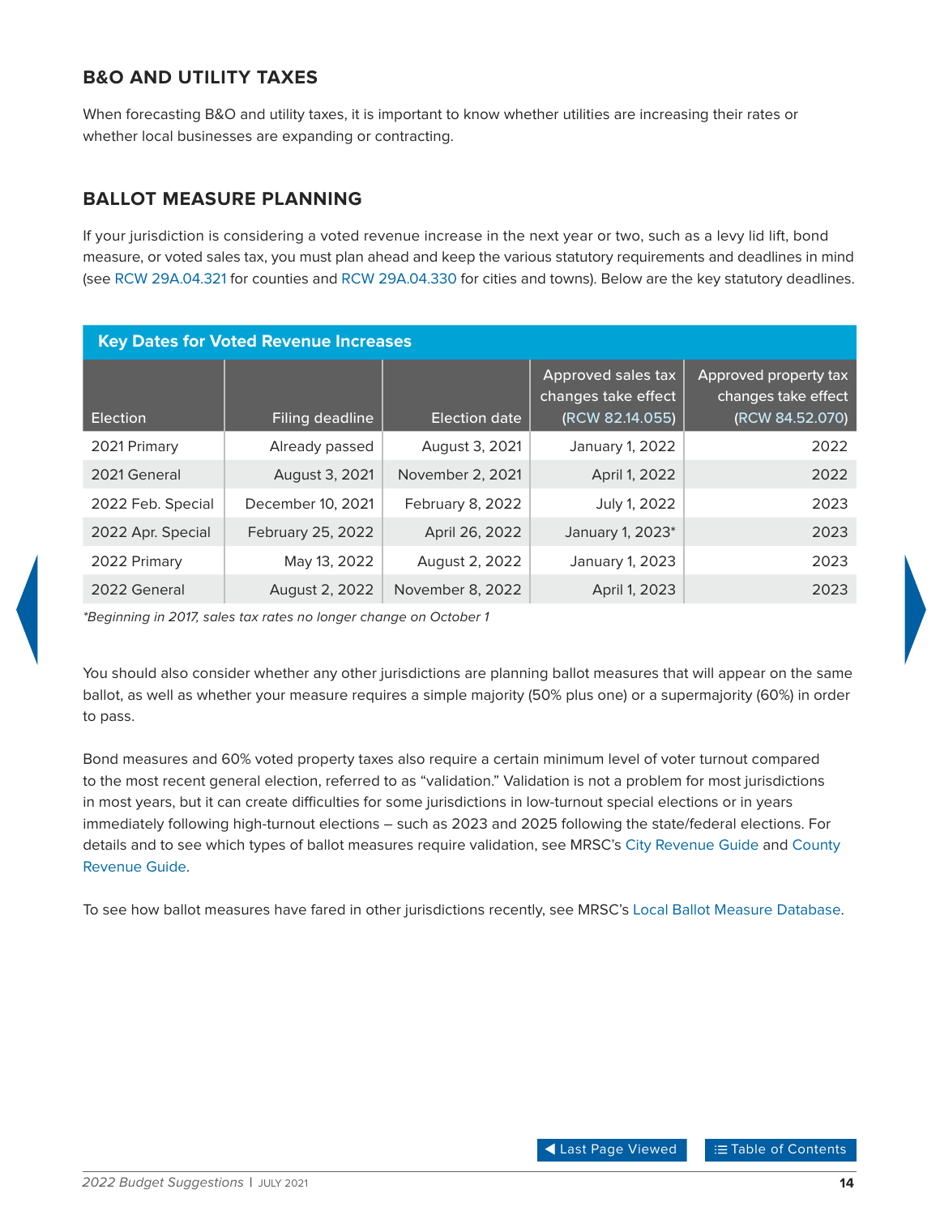## B&O AND UTILITY TAXES

When forecasting B&O and utility taxes, it is important to know whether utilities are increasing their rates or whether local businesses are expanding or contracting.

## BALLOT MEASURE PLANNING

If your jurisdiction is considering a voted revenue increase in the next year or two, such as a levy lid lift, bond measure, or voted sales tax, you must plan ahead and keep the various statutory requirements and deadlines in mind (see RCW 29A.04.321 for counties and RCW 29A.04.330 for cities and towns). Below are the key statutory deadlines.

**Key Dates for Voted Revenue Increases**

| Election | Filing deadline | Election date | Approved sales tax changes take effect (RCW 82.14.055) | Approved property tax changes take effect (RCW 84.52.070) |
|---|---|---|---|---|
| 2021 Primary | Already passed | August 3, 2021 | January 1, 2022 | 2022 |
| 2021 General | August 3, 2021 | November 2, 2021 | April 1, 2022 | 2022 |
| 2022 Feb. Special | December 10, 2021 | February 8, 2022 | July 1, 2022 | 2023 |
| 2022 Apr. Special | February 25, 2022 | April 26, 2022 | January 1, 2023* | 2023 |
| 2022 Primary | May 13, 2022 | August 2, 2022 | January 1, 2023 | 2023 |
| 2022 General | August 2, 2022 | November 8, 2022 | April 1, 2023 | 2023 |

*\*Beginning in 2017, sales tax rates no longer change on October 1*

You should also consider whether any other jurisdictions are planning ballot measures that will appear on the same ballot, as well as whether your measure requires a simple majority (50% plus one) or a supermajority (60%) in order to pass.

Bond measures and 60% voted property taxes also require a certain minimum level of voter turnout compared to the most recent general election, referred to as "validation." Validation is not a problem for most jurisdictions in most years, but it can create difficulties for some jurisdictions in low-turnout special elections or in years immediately following high-turnout elections – such as 2023 and 2025 following the state/federal elections. For details and to see which types of ballot measures require validation, see MRSC's City Revenue Guide and County Revenue Guide.

To see how ballot measures have fared in other jurisdictions recently, see MRSC's Local Ballot Measure Database.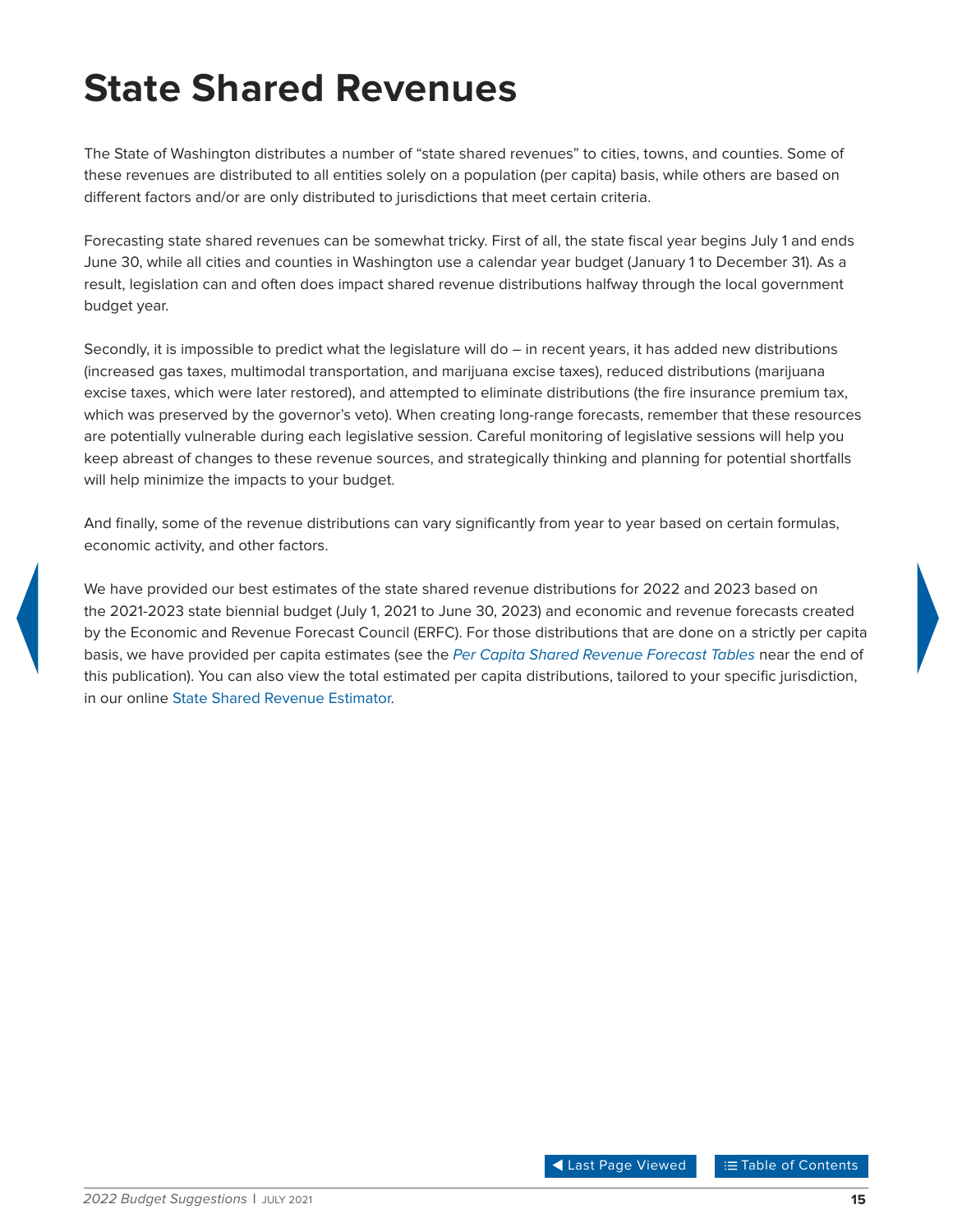# State Shared Revenues

The State of Washington distributes a number of "state shared revenues" to cities, towns, and counties. Some of these revenues are distributed to all entities solely on a population (per capita) basis, while others are based on different factors and/or are only distributed to jurisdictions that meet certain criteria.

Forecasting state shared revenues can be somewhat tricky. First of all, the state fiscal year begins July 1 and ends June 30, while all cities and counties in Washington use a calendar year budget (January 1 to December 31). As a result, legislation can and often does impact shared revenue distributions halfway through the local government budget year.

Secondly, it is impossible to predict what the legislature will do – in recent years, it has added new distributions (increased gas taxes, multimodal transportation, and marijuana excise taxes), reduced distributions (marijuana excise taxes, which were later restored), and attempted to eliminate distributions (the fire insurance premium tax, which was preserved by the governor's veto). When creating long-range forecasts, remember that these resources are potentially vulnerable during each legislative session. Careful monitoring of legislative sessions will help you keep abreast of changes to these revenue sources, and strategically thinking and planning for potential shortfalls will help minimize the impacts to your budget.

And finally, some of the revenue distributions can vary significantly from year to year based on certain formulas, economic activity, and other factors.

We have provided our best estimates of the state shared revenue distributions for 2022 and 2023 based on the 2021-2023 state biennial budget (July 1, 2021 to June 30, 2023) and economic and revenue forecasts created by the Economic and Revenue Forecast Council (ERFC). For those distributions that are done on a strictly per capita basis, we have provided per capita estimates (see the *Per Capita Shared Revenue Forecast Tables* near the end of this publication). You can also view the total estimated per capita distributions, tailored to your specific jurisdiction, in our online State Shared Revenue Estimator.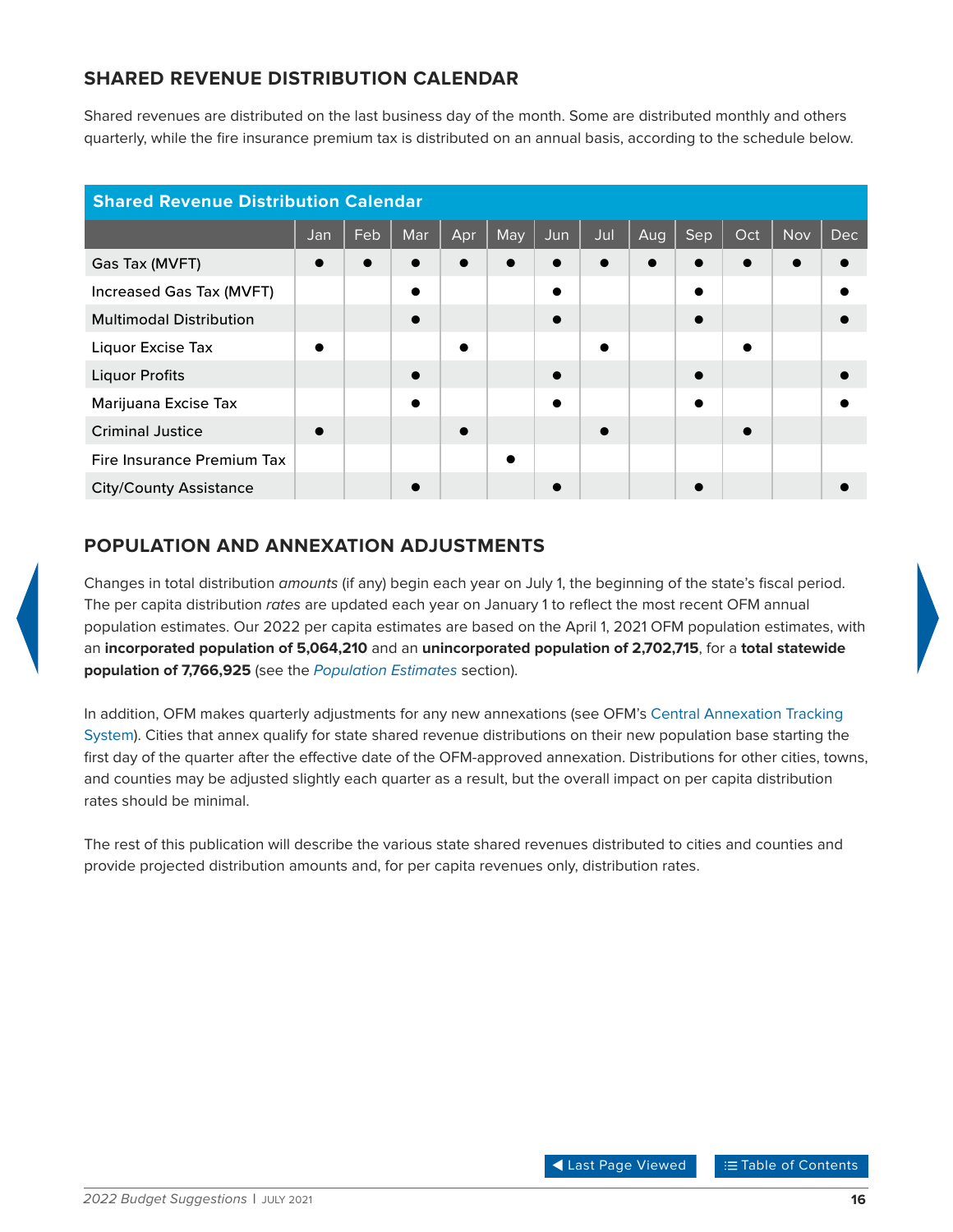## SHARED REVENUE DISTRIBUTION CALENDAR

Shared revenues are distributed on the last business day of the month. Some are distributed monthly and others quarterly, while the fire insurance premium tax is distributed on an annual basis, according to the schedule below.

**Shared Revenue Distribution Calendar**

| | Jan | Feb | Mar | Apr | May | Jun | Jul | Aug | Sep | Oct | Nov | Dec |
|---|---|---|---|---|---|---|---|---|---|---|---|---|
| Gas Tax (MVFT) | ● | ● | ● | ● | ● | ● | ● | ● | ● | ● | ● | ● |
| Increased Gas Tax (MVFT) | | | ● | | | ● | | | ● | | | ● |
| Multimodal Distribution | | | ● | | | ● | | | ● | | | ● |
| Liquor Excise Tax | ● | | | ● | | | ● | | | ● | | |
| Liquor Profits | | | ● | | | ● | | | ● | | | ● |
| Marijuana Excise Tax | | | ● | | | ● | | | ● | | | ● |
| Criminal Justice | ● | | | ● | | | ● | | | ● | | |
| Fire Insurance Premium Tax | | | | | ● | | | | | | | |
| City/County Assistance | | | ● | | | ● | | | ● | | | ● |

## POPULATION AND ANNEXATION ADJUSTMENTS

Changes in total distribution *amounts* (if any) begin each year on July 1, the beginning of the state's fiscal period. The per capita distribution *rates* are updated each year on January 1 to reflect the most recent OFM annual population estimates. Our 2022 per capita estimates are based on the April 1, 2021 OFM population estimates, with an **incorporated population of 5,064,210** and an **unincorporated population of 2,702,715**, for a **total statewide population of 7,766,925** (see the *Population Estimates* section).

In addition, OFM makes quarterly adjustments for any new annexations (see OFM's Central Annexation Tracking System). Cities that annex qualify for state shared revenue distributions on their new population base starting the first day of the quarter after the effective date of the OFM-approved annexation. Distributions for other cities, towns, and counties may be adjusted slightly each quarter as a result, but the overall impact on per capita distribution rates should be minimal.

The rest of this publication will describe the various state shared revenues distributed to cities and counties and provide projected distribution amounts and, for per capita revenues only, distribution rates.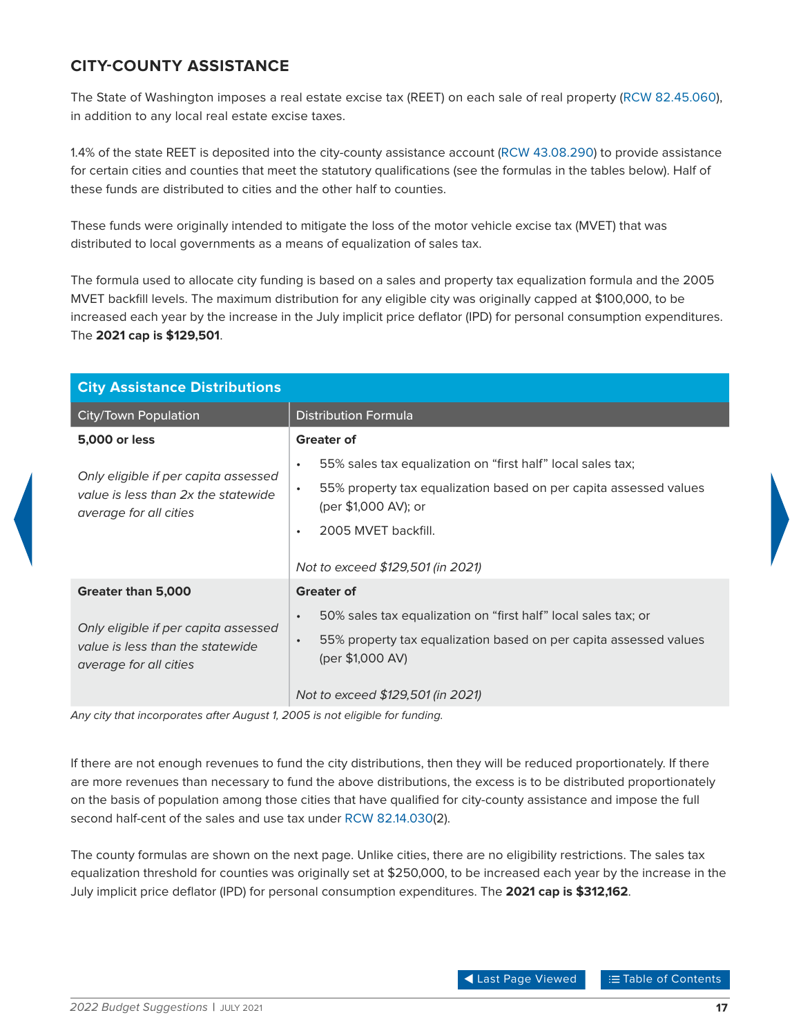## CITY-COUNTY ASSISTANCE

The State of Washington imposes a real estate excise tax (REET) on each sale of real property (RCW 82.45.060), in addition to any local real estate excise taxes.

1.4% of the state REET is deposited into the city-county assistance account (RCW 43.08.290) to provide assistance for certain cities and counties that meet the statutory qualifications (see the formulas in the tables below). Half of these funds are distributed to cities and the other half to counties.

These funds were originally intended to mitigate the loss of the motor vehicle excise tax (MVET) that was distributed to local governments as a means of equalization of sales tax.

The formula used to allocate city funding is based on a sales and property tax equalization formula and the 2005 MVET backfill levels. The maximum distribution for any eligible city was originally capped at $100,000, to be increased each year by the increase in the July implicit price deflator (IPD) for personal consumption expenditures. The **2021 cap is $129,501**.

**City Assistance Distributions**

| City/Town Population | Distribution Formula |
|---|---|
| **5,000 or less**<br><br>*Only eligible if per capita assessed value is less than 2x the statewide average for all cities* | **Greater of**<br>• 55% sales tax equalization on "first half" local sales tax;<br>• 55% property tax equalization based on per capita assessed values (per $1,000 AV); or<br>• 2005 MVET backfill.<br><br>*Not to exceed $129,501 (in 2021)* |
| **Greater than 5,000**<br><br>*Only eligible if per capita assessed value is less than the statewide average for all cities* | **Greater of**<br>• 50% sales tax equalization on "first half" local sales tax; or<br>• 55% property tax equalization based on per capita assessed values (per $1,000 AV)<br><br>*Not to exceed $129,501 (in 2021)* |

*Any city that incorporates after August 1, 2005 is not eligible for funding.*

If there are not enough revenues to fund the city distributions, then they will be reduced proportionately. If there are more revenues than necessary to fund the above distributions, the excess is to be distributed proportionately on the basis of population among those cities that have qualified for city-county assistance and impose the full second half-cent of the sales and use tax under RCW 82.14.030(2).

The county formulas are shown on the next page. Unlike cities, there are no eligibility restrictions. The sales tax equalization threshold for counties was originally set at $250,000, to be increased each year by the increase in the July implicit price deflator (IPD) for personal consumption expenditures. The **2021 cap is $312,162**.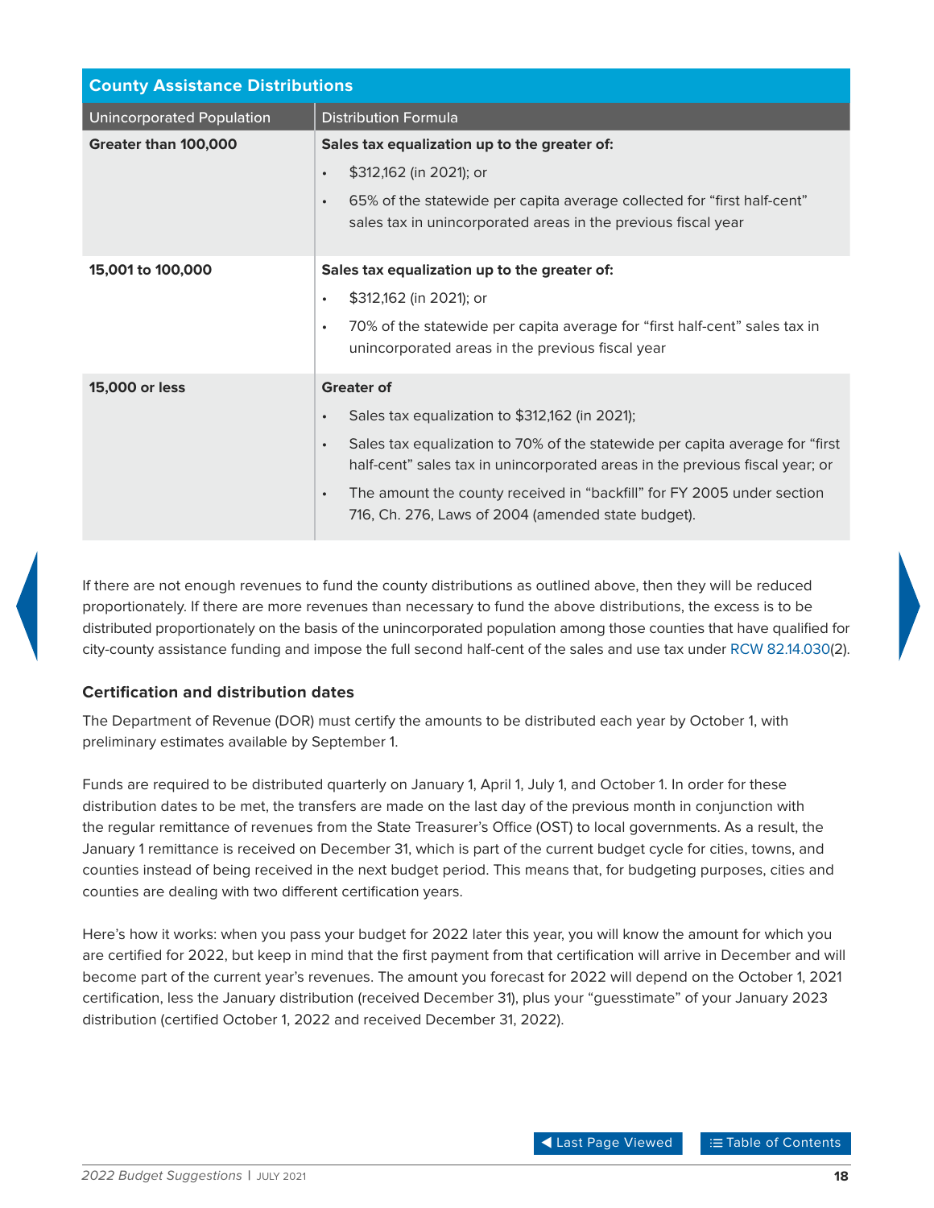| County Assistance Distributions | |
|---|---|
| **Unincorporated Population** | **Distribution Formula** |
| **Greater than 100,000** | **Sales tax equalization up to the greater of:**<br>• $312,162 (in 2021); or<br>• 65% of the statewide per capita average collected for “first half-cent” sales tax in unincorporated areas in the previous fiscal year |
| **15,001 to 100,000** | **Sales tax equalization up to the greater of:**<br>• $312,162 (in 2021); or<br>• 70% of the statewide per capita average for “first half-cent” sales tax in unincorporated areas in the previous fiscal year |
| **15,000 or less** | **Greater of**<br>• Sales tax equalization to $312,162 (in 2021);<br>• Sales tax equalization to 70% of the statewide per capita average for “first half-cent” sales tax in unincorporated areas in the previous fiscal year; or<br>• The amount the county received in “backfill” for FY 2005 under section 716, Ch. 276, Laws of 2004 (amended state budget). |

If there are not enough revenues to fund the county distributions as outlined above, then they will be reduced proportionately. If there are more revenues than necessary to fund the above distributions, the excess is to be distributed proportionately on the basis of the unincorporated population among those counties that have qualified for city-county assistance funding and impose the full second half-cent of the sales and use tax under RCW 82.14.030(2).

### Certification and distribution dates

The Department of Revenue (DOR) must certify the amounts to be distributed each year by October 1, with preliminary estimates available by September 1.

Funds are required to be distributed quarterly on January 1, April 1, July 1, and October 1. In order for these distribution dates to be met, the transfers are made on the last day of the previous month in conjunction with the regular remittance of revenues from the State Treasurer’s Office (OST) to local governments. As a result, the January 1 remittance is received on December 31, which is part of the current budget cycle for cities, towns, and counties instead of being received in the next budget period. This means that, for budgeting purposes, cities and counties are dealing with two different certification years.

Here’s how it works: when you pass your budget for 2022 later this year, you will know the amount for which you are certified for 2022, but keep in mind that the first payment from that certification will arrive in December and will become part of the current year’s revenues. The amount you forecast for 2022 will depend on the October 1, 2021 certification, less the January distribution (received December 31), plus your “guesstimate” of your January 2023 distribution (certified October 1, 2022 and received December 31, 2022).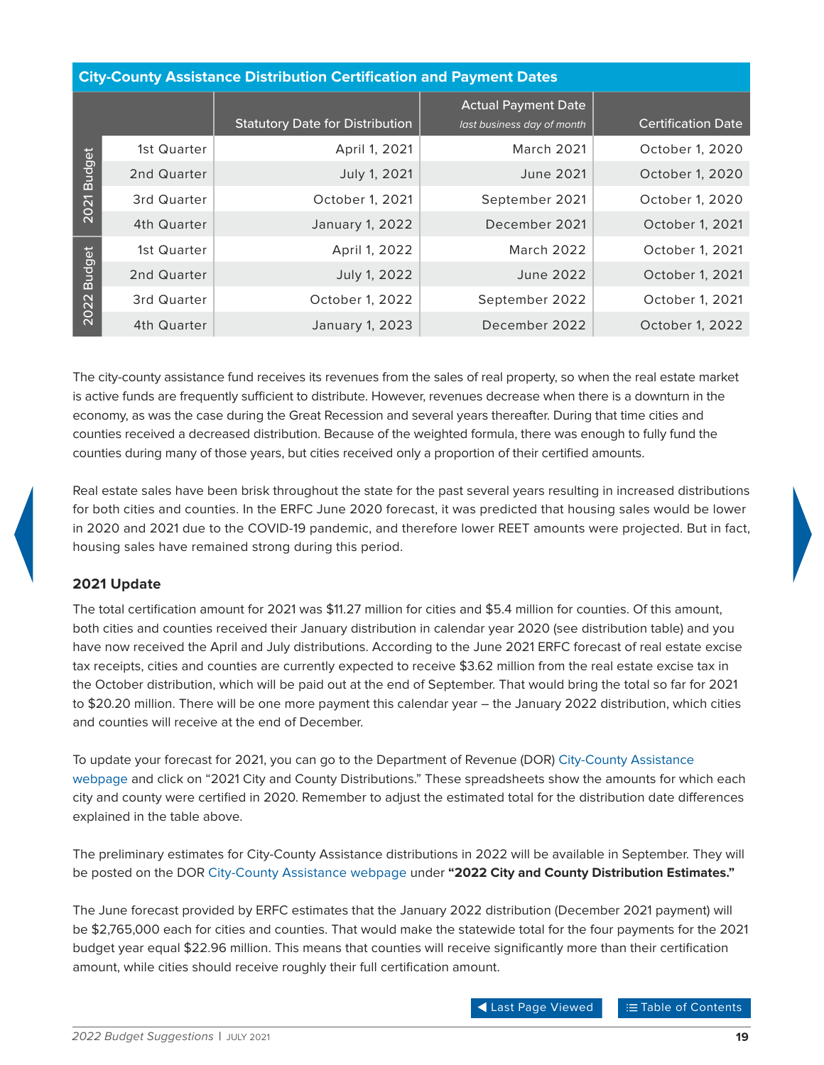| City-County Assistance Distribution Certification and Payment Dates | | | | |
|---|---|---|---|---|
| | | Statutory Date for Distribution | Actual Payment Date *last business day of month* | Certification Date |
| 2021 Budget | 1st Quarter | April 1, 2021 | March 2021 | October 1, 2020 |
| | 2nd Quarter | July 1, 2021 | June 2021 | October 1, 2020 |
| | 3rd Quarter | October 1, 2021 | September 2021 | October 1, 2020 |
| | 4th Quarter | January 1, 2022 | December 2021 | October 1, 2021 |
| 2022 Budget | 1st Quarter | April 1, 2022 | March 2022 | October 1, 2021 |
| | 2nd Quarter | July 1, 2022 | June 2022 | October 1, 2021 |
| | 3rd Quarter | October 1, 2022 | September 2022 | October 1, 2021 |
| | 4th Quarter | January 1, 2023 | December 2022 | October 1, 2022 |

The city-county assistance fund receives its revenues from the sales of real property, so when the real estate market is active funds are frequently sufficient to distribute. However, revenues decrease when there is a downturn in the economy, as was the case during the Great Recession and several years thereafter. During that time cities and counties received a decreased distribution. Because of the weighted formula, there was enough to fully fund the counties during many of those years, but cities received only a proportion of their certified amounts.

Real estate sales have been brisk throughout the state for the past several years resulting in increased distributions for both cities and counties. In the ERFC June 2020 forecast, it was predicted that housing sales would be lower in 2020 and 2021 due to the COVID-19 pandemic, and therefore lower REET amounts were projected. But in fact, housing sales have remained strong during this period.

### 2021 Update

The total certification amount for 2021 was $11.27 million for cities and $5.4 million for counties. Of this amount, both cities and counties received their January distribution in calendar year 2020 (see distribution table) and you have now received the April and July distributions. According to the June 2021 ERFC forecast of real estate excise tax receipts, cities and counties are currently expected to receive $3.62 million from the real estate excise tax in the October distribution, which will be paid out at the end of September. That would bring the total so far for 2021 to $20.20 million. There will be one more payment this calendar year – the January 2022 distribution, which cities and counties will receive at the end of December.

To update your forecast for 2021, you can go to the Department of Revenue (DOR) City-County Assistance webpage and click on "2021 City and County Distributions." These spreadsheets show the amounts for which each city and county were certified in 2020. Remember to adjust the estimated total for the distribution date differences explained in the table above.

The preliminary estimates for City-County Assistance distributions in 2022 will be available in September. They will be posted on the DOR City-County Assistance webpage under **"2022 City and County Distribution Estimates."**

The June forecast provided by ERFC estimates that the January 2022 distribution (December 2021 payment) will be $2,765,000 each for cities and counties. That would make the statewide total for the four payments for the 2021 budget year equal $22.96 million. This means that counties will receive significantly more than their certification amount, while cities should receive roughly their full certification amount.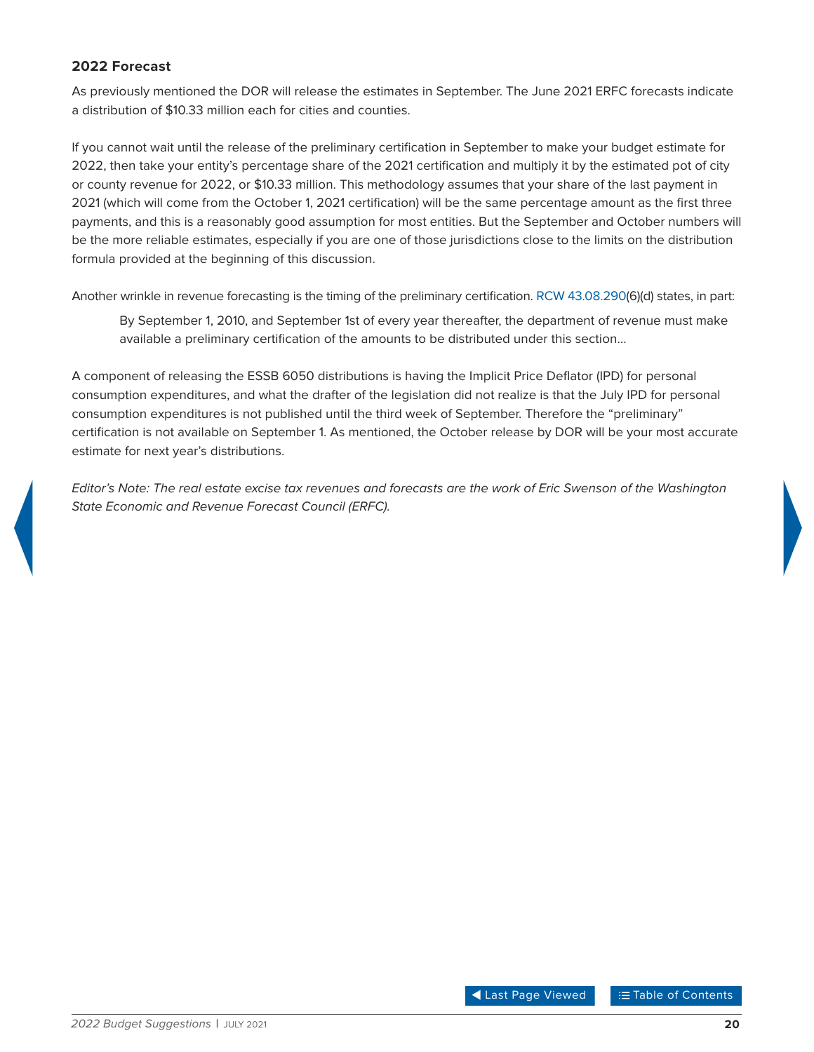### 2022 Forecast

As previously mentioned the DOR will release the estimates in September. The June 2021 ERFC forecasts indicate a distribution of $10.33 million each for cities and counties.

If you cannot wait until the release of the preliminary certification in September to make your budget estimate for 2022, then take your entity's percentage share of the 2021 certification and multiply it by the estimated pot of city or county revenue for 2022, or $10.33 million. This methodology assumes that your share of the last payment in 2021 (which will come from the October 1, 2021 certification) will be the same percentage amount as the first three payments, and this is a reasonably good assumption for most entities. But the September and October numbers will be the more reliable estimates, especially if you are one of those jurisdictions close to the limits on the distribution formula provided at the beginning of this discussion.

Another wrinkle in revenue forecasting is the timing of the preliminary certification. RCW 43.08.290(6)(d) states, in part:

> By September 1, 2010, and September 1st of every year thereafter, the department of revenue must make available a preliminary certification of the amounts to be distributed under this section…

A component of releasing the ESSB 6050 distributions is having the Implicit Price Deflator (IPD) for personal consumption expenditures, and what the drafter of the legislation did not realize is that the July IPD for personal consumption expenditures is not published until the third week of September. Therefore the "preliminary" certification is not available on September 1. As mentioned, the October release by DOR will be your most accurate estimate for next year's distributions.

*Editor's Note: The real estate excise tax revenues and forecasts are the work of Eric Swenson of the Washington State Economic and Revenue Forecast Council (ERFC).*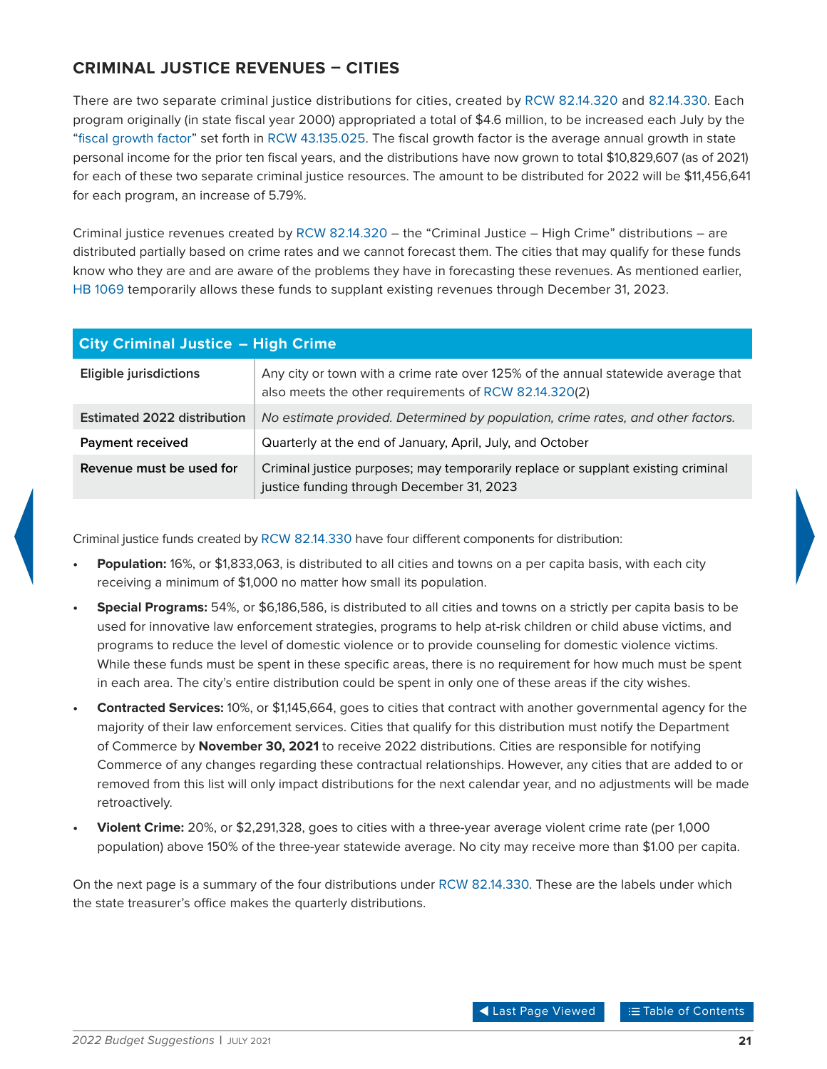## CRIMINAL JUSTICE REVENUES – CITIES

There are two separate criminal justice distributions for cities, created by RCW 82.14.320 and 82.14.330. Each program originally (in state fiscal year 2000) appropriated a total of $4.6 million, to be increased each July by the "fiscal growth factor" set forth in RCW 43.135.025. The fiscal growth factor is the average annual growth in state personal income for the prior ten fiscal years, and the distributions have now grown to total $10,829,607 (as of 2021) for each of these two separate criminal justice resources. The amount to be distributed for 2022 will be $11,456,641 for each program, an increase of 5.79%.

Criminal justice revenues created by RCW 82.14.320 – the "Criminal Justice – High Crime" distributions – are distributed partially based on crime rates and we cannot forecast them. The cities that may qualify for these funds know who they are and are aware of the problems they have in forecasting these revenues. As mentioned earlier, HB 1069 temporarily allows these funds to supplant existing revenues through December 31, 2023.

| City Criminal Justice – High Crime | |
|---|---|
| **Eligible jurisdictions** | Any city or town with a crime rate over 125% of the annual statewide average that also meets the other requirements of RCW 82.14.320(2) |
| **Estimated 2022 distribution** | *No estimate provided. Determined by population, crime rates, and other factors.* |
| **Payment received** | Quarterly at the end of January, April, July, and October |
| **Revenue must be used for** | Criminal justice purposes; may temporarily replace or supplant existing criminal justice funding through December 31, 2023 |

Criminal justice funds created by RCW 82.14.330 have four different components for distribution:

- **Population:** 16%, or $1,833,063, is distributed to all cities and towns on a per capita basis, with each city receiving a minimum of $1,000 no matter how small its population.
- **Special Programs:** 54%, or $6,186,586, is distributed to all cities and towns on a strictly per capita basis to be used for innovative law enforcement strategies, programs to help at-risk children or child abuse victims, and programs to reduce the level of domestic violence or to provide counseling for domestic violence victims. While these funds must be spent in these specific areas, there is no requirement for how much must be spent in each area. The city's entire distribution could be spent in only one of these areas if the city wishes.
- **Contracted Services:** 10%, or $1,145,664, goes to cities that contract with another governmental agency for the majority of their law enforcement services. Cities that qualify for this distribution must notify the Department of Commerce by **November 30, 2021** to receive 2022 distributions. Cities are responsible for notifying Commerce of any changes regarding these contractual relationships. However, any cities that are added to or removed from this list will only impact distributions for the next calendar year, and no adjustments will be made retroactively.
- **Violent Crime:** 20%, or $2,291,328, goes to cities with a three-year average violent crime rate (per 1,000 population) above 150% of the three-year statewide average. No city may receive more than $1.00 per capita.

On the next page is a summary of the four distributions under RCW 82.14.330. These are the labels under which the state treasurer's office makes the quarterly distributions.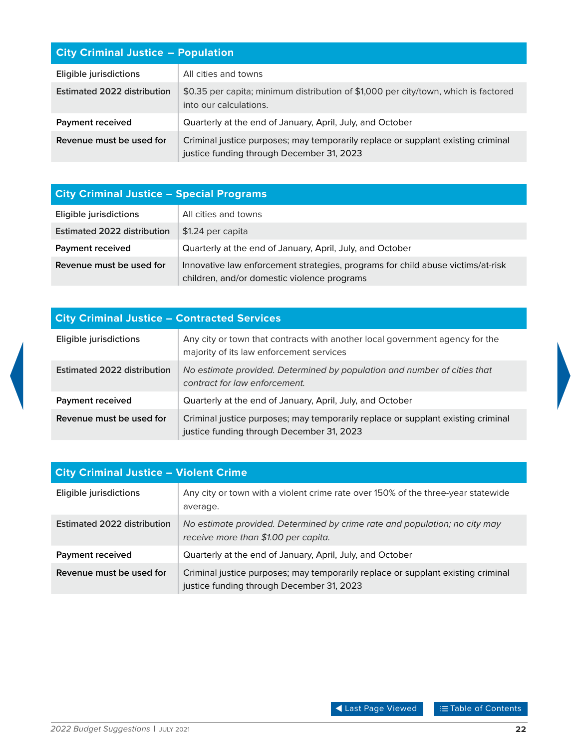| City Criminal Justice – Population | |
|---|---|
| **Eligible jurisdictions** | All cities and towns |
| **Estimated 2022 distribution** | $0.35 per capita; minimum distribution of $1,000 per city/town, which is factored into our calculations. |
| **Payment received** | Quarterly at the end of January, April, July, and October |
| **Revenue must be used for** | Criminal justice purposes; may temporarily replace or supplant existing criminal justice funding through December 31, 2023 |

| City Criminal Justice – Special Programs | |
|---|---|
| Eligible jurisdictions | All cities and towns |
| Estimated 2022 distribution | $1.24 per capita |
| **Payment received** | Quarterly at the end of January, April, July, and October |
| **Revenue must be used for** | Innovative law enforcement strategies, programs for child abuse victims/at-risk children, and/or domestic violence programs |

| City Criminal Justice – Contracted Services | |
|---|---|
| **Eligible jurisdictions** | Any city or town that contracts with another local government agency for the majority of its law enforcement services |
| **Estimated 2022 distribution** | *No estimate provided. Determined by population and number of cities that contract for law enforcement.* |
| **Payment received** | Quarterly at the end of January, April, July, and October |
| **Revenue must be used for** | Criminal justice purposes; may temporarily replace or supplant existing criminal justice funding through December 31, 2023 |

| City Criminal Justice – Violent Crime | |
|---|---|
| **Eligible jurisdictions** | Any city or town with a violent crime rate over 150% of the three-year statewide average. |
| **Estimated 2022 distribution** | *No estimate provided. Determined by crime rate and population; no city may receive more than $1.00 per capita.* |
| **Payment received** | Quarterly at the end of January, April, July, and October |
| **Revenue must be used for** | Criminal justice purposes; may temporarily replace or supplant existing criminal justice funding through December 31, 2023 |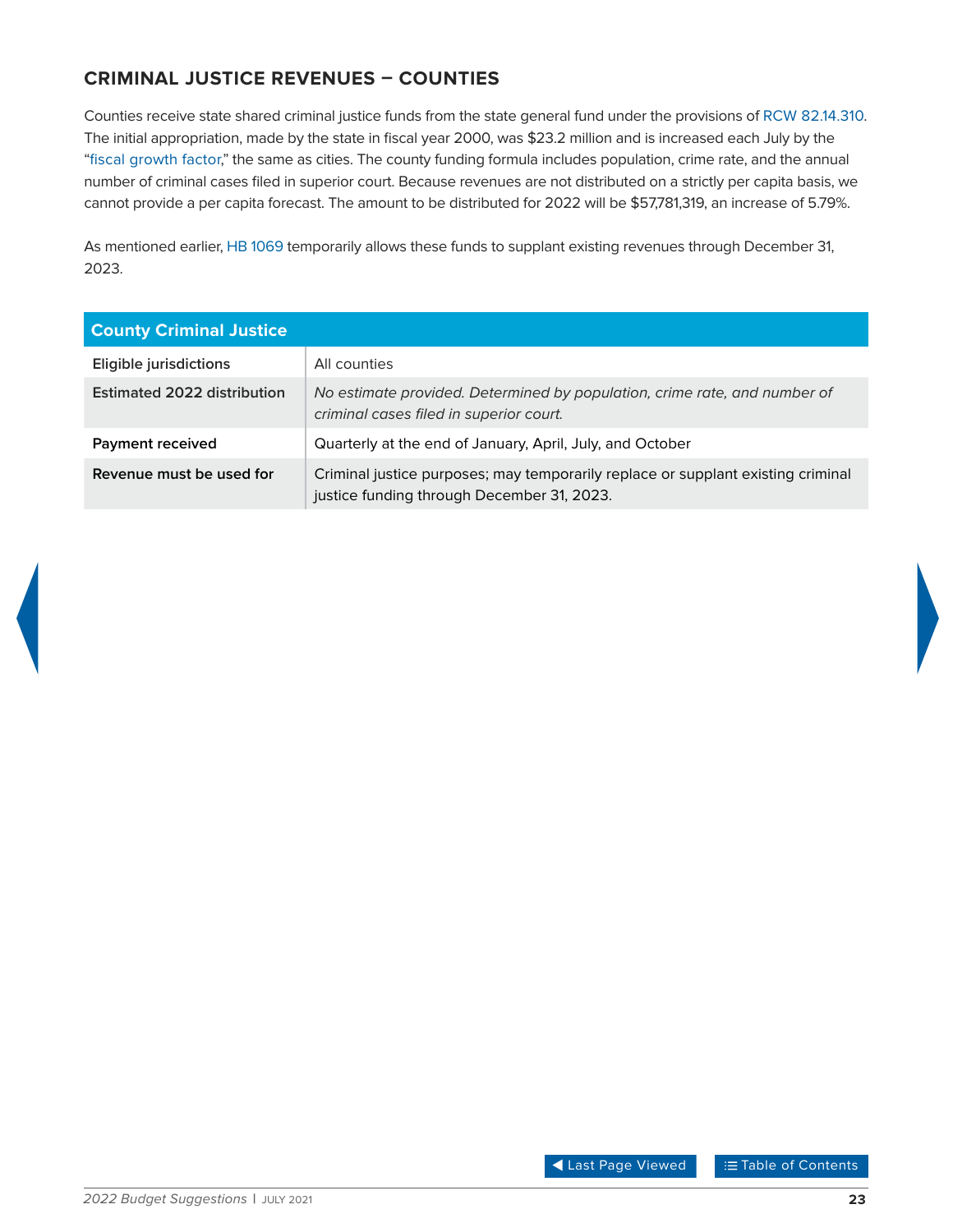## CRIMINAL JUSTICE REVENUES – COUNTIES

Counties receive state shared criminal justice funds from the state general fund under the provisions of RCW 82.14.310. The initial appropriation, made by the state in fiscal year 2000, was $23.2 million and is increased each July by the "fiscal growth factor," the same as cities. The county funding formula includes population, crime rate, and the annual number of criminal cases filed in superior court. Because revenues are not distributed on a strictly per capita basis, we cannot provide a per capita forecast. The amount to be distributed for 2022 will be $57,781,319, an increase of 5.79%.

As mentioned earlier, HB 1069 temporarily allows these funds to supplant existing revenues through December 31, 2023.

| County Criminal Justice | |
|---|---|
| **Eligible jurisdictions** | All counties |
| **Estimated 2022 distribution** | *No estimate provided. Determined by population, crime rate, and number of criminal cases filed in superior court.* |
| **Payment received** | Quarterly at the end of January, April, July, and October |
| **Revenue must be used for** | Criminal justice purposes; may temporarily replace or supplant existing criminal justice funding through December 31, 2023. |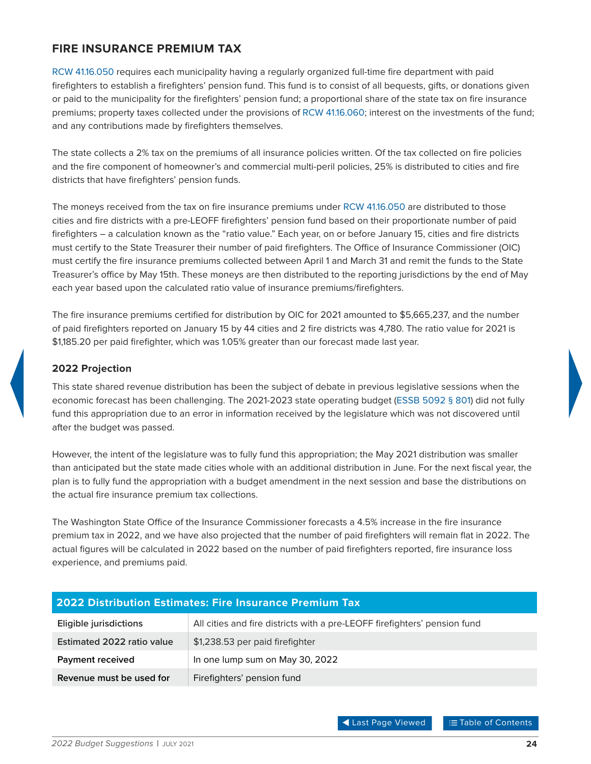## FIRE INSURANCE PREMIUM TAX

RCW 41.16.050 requires each municipality having a regularly organized full-time fire department with paid firefighters to establish a firefighters' pension fund. This fund is to consist of all bequests, gifts, or donations given or paid to the municipality for the firefighters' pension fund; a proportional share of the state tax on fire insurance premiums; property taxes collected under the provisions of RCW 41.16.060; interest on the investments of the fund; and any contributions made by firefighters themselves.

The state collects a 2% tax on the premiums of all insurance policies written. Of the tax collected on fire policies and the fire component of homeowner's and commercial multi-peril policies, 25% is distributed to cities and fire districts that have firefighters' pension funds.

The moneys received from the tax on fire insurance premiums under RCW 41.16.050 are distributed to those cities and fire districts with a pre-LEOFF firefighters' pension fund based on their proportionate number of paid firefighters – a calculation known as the "ratio value." Each year, on or before January 15, cities and fire districts must certify to the State Treasurer their number of paid firefighters. The Office of Insurance Commissioner (OIC) must certify the fire insurance premiums collected between April 1 and March 31 and remit the funds to the State Treasurer's office by May 15th. These moneys are then distributed to the reporting jurisdictions by the end of May each year based upon the calculated ratio value of insurance premiums/firefighters.

The fire insurance premiums certified for distribution by OIC for 2021 amounted to $5,665,237, and the number of paid firefighters reported on January 15 by 44 cities and 2 fire districts was 4,780. The ratio value for 2021 is $1,185.20 per paid firefighter, which was 1.05% greater than our forecast made last year.

### 2022 Projection

This state shared revenue distribution has been the subject of debate in previous legislative sessions when the economic forecast has been challenging. The 2021-2023 state operating budget (ESSB 5092 § 801) did not fully fund this appropriation due to an error in information received by the legislature which was not discovered until after the budget was passed.

However, the intent of the legislature was to fully fund this appropriation; the May 2021 distribution was smaller than anticipated but the state made cities whole with an additional distribution in June. For the next fiscal year, the plan is to fully fund the appropriation with a budget amendment in the next session and base the distributions on the actual fire insurance premium tax collections.

The Washington State Office of the Insurance Commissioner forecasts a 4.5% increase in the fire insurance premium tax in 2022, and we have also projected that the number of paid firefighters will remain flat in 2022. The actual figures will be calculated in 2022 based on the number of paid firefighters reported, fire insurance loss experience, and premiums paid.

| 2022 Distribution Estimates: Fire Insurance Premium Tax | |
|---|---|
| **Eligible jurisdictions** | All cities and fire districts with a pre-LEOFF firefighters' pension fund |
| **Estimated 2022 ratio value** | $1,238.53 per paid firefighter |
| **Payment received** | In one lump sum on May 30, 2022 |
| **Revenue must be used for** | Firefighters' pension fund |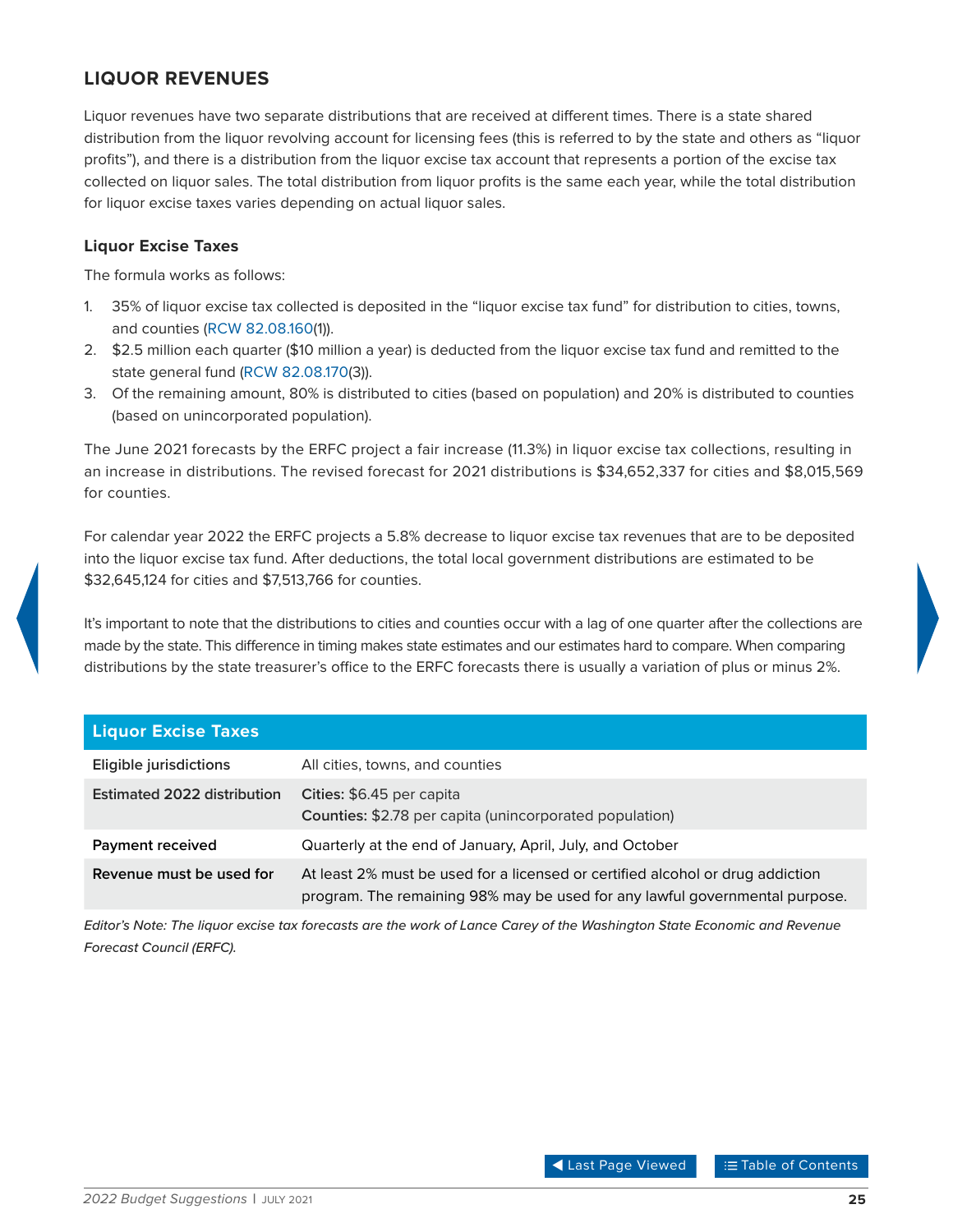## LIQUOR REVENUES

Liquor revenues have two separate distributions that are received at different times. There is a state shared distribution from the liquor revolving account for licensing fees (this is referred to by the state and others as "liquor profits"), and there is a distribution from the liquor excise tax account that represents a portion of the excise tax collected on liquor sales. The total distribution from liquor profits is the same each year, while the total distribution for liquor excise taxes varies depending on actual liquor sales.

### Liquor Excise Taxes

The formula works as follows:

1. 35% of liquor excise tax collected is deposited in the "liquor excise tax fund" for distribution to cities, towns, and counties (RCW 82.08.160(1)).
2. $2.5 million each quarter ($10 million a year) is deducted from the liquor excise tax fund and remitted to the state general fund (RCW 82.08.170(3)).
3. Of the remaining amount, 80% is distributed to cities (based on population) and 20% is distributed to counties (based on unincorporated population).

The June 2021 forecasts by the ERFC project a fair increase (11.3%) in liquor excise tax collections, resulting in an increase in distributions. The revised forecast for 2021 distributions is $34,652,337 for cities and $8,015,569 for counties.

For calendar year 2022 the ERFC projects a 5.8% decrease to liquor excise tax revenues that are to be deposited into the liquor excise tax fund. After deductions, the total local government distributions are estimated to be $32,645,124 for cities and $7,513,766 for counties.

It's important to note that the distributions to cities and counties occur with a lag of one quarter after the collections are made by the state. This difference in timing makes state estimates and our estimates hard to compare. When comparing distributions by the state treasurer's office to the ERFC forecasts there is usually a variation of plus or minus 2%.

| Liquor Excise Taxes | |
|---|---|
| **Eligible jurisdictions** | All cities, towns, and counties |
| **Estimated 2022 distribution** | **Cities:** $6.45 per capita<br>**Counties:** $2.78 per capita (unincorporated population) |
| **Payment received** | Quarterly at the end of January, April, July, and October |
| **Revenue must be used for** | At least 2% must be used for a licensed or certified alcohol or drug addiction program. The remaining 98% may be used for any lawful governmental purpose. |

*Editor's Note: The liquor excise tax forecasts are the work of Lance Carey of the Washington State Economic and Revenue Forecast Council (ERFC).*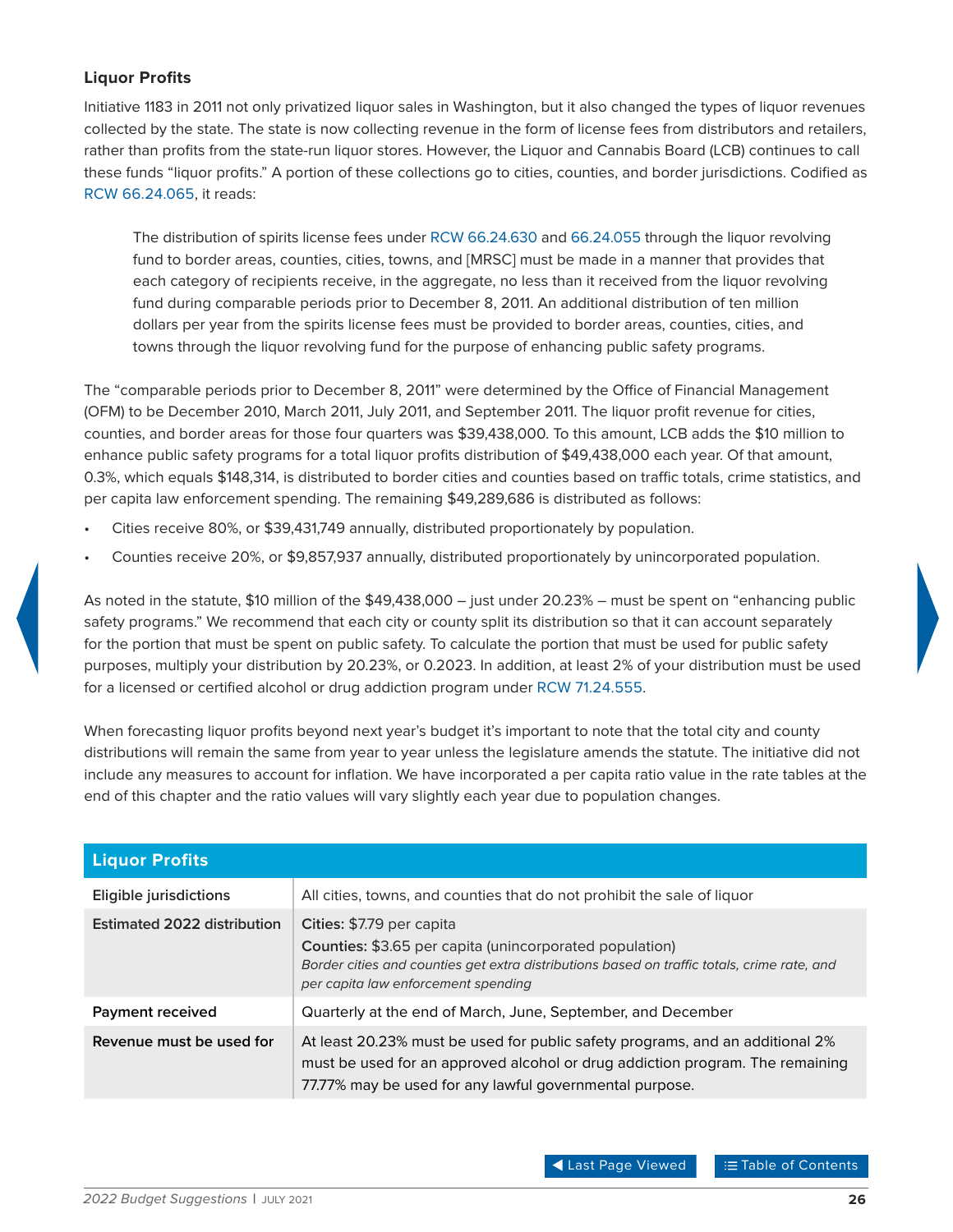### Liquor Profits

Initiative 1183 in 2011 not only privatized liquor sales in Washington, but it also changed the types of liquor revenues collected by the state. The state is now collecting revenue in the form of license fees from distributors and retailers, rather than profits from the state-run liquor stores. However, the Liquor and Cannabis Board (LCB) continues to call these funds "liquor profits." A portion of these collections go to cities, counties, and border jurisdictions. Codified as RCW 66.24.065, it reads:

> The distribution of spirits license fees under RCW 66.24.630 and 66.24.055 through the liquor revolving fund to border areas, counties, cities, towns, and [MRSC] must be made in a manner that provides that each category of recipients receive, in the aggregate, no less than it received from the liquor revolving fund during comparable periods prior to December 8, 2011. An additional distribution of ten million dollars per year from the spirits license fees must be provided to border areas, counties, cities, and towns through the liquor revolving fund for the purpose of enhancing public safety programs.

The "comparable periods prior to December 8, 2011" were determined by the Office of Financial Management (OFM) to be December 2010, March 2011, July 2011, and September 2011. The liquor profit revenue for cities, counties, and border areas for those four quarters was $39,438,000. To this amount, LCB adds the $10 million to enhance public safety programs for a total liquor profits distribution of $49,438,000 each year. Of that amount, 0.3%, which equals $148,314, is distributed to border cities and counties based on traffic totals, crime statistics, and per capita law enforcement spending. The remaining $49,289,686 is distributed as follows:

- Cities receive 80%, or $39,431,749 annually, distributed proportionately by population.
- Counties receive 20%, or $9,857,937 annually, distributed proportionately by unincorporated population.

As noted in the statute, $10 million of the $49,438,000 – just under 20.23% – must be spent on "enhancing public safety programs." We recommend that each city or county split its distribution so that it can account separately for the portion that must be spent on public safety. To calculate the portion that must be used for public safety purposes, multiply your distribution by 20.23%, or 0.2023. In addition, at least 2% of your distribution must be used for a licensed or certified alcohol or drug addiction program under RCW 71.24.555.

When forecasting liquor profits beyond next year's budget it's important to note that the total city and county distributions will remain the same from year to year unless the legislature amends the statute. The initiative did not include any measures to account for inflation. We have incorporated a per capita ratio value in the rate tables at the end of this chapter and the ratio values will vary slightly each year due to population changes.

| Liquor Profits | |
|---|---|
| Eligible jurisdictions | All cities, towns, and counties that do not prohibit the sale of liquor |
| Estimated 2022 distribution | **Cities:** $7.79 per capita<br>**Counties:** $3.65 per capita (unincorporated population)<br>*Border cities and counties get extra distributions based on traffic totals, crime rate, and per capita law enforcement spending* |
| Payment received | Quarterly at the end of March, June, September, and December |
| Revenue must be used for | At least 20.23% must be used for public safety programs, and an additional 2% must be used for an approved alcohol or drug addiction program. The remaining 77.77% may be used for any lawful governmental purpose. |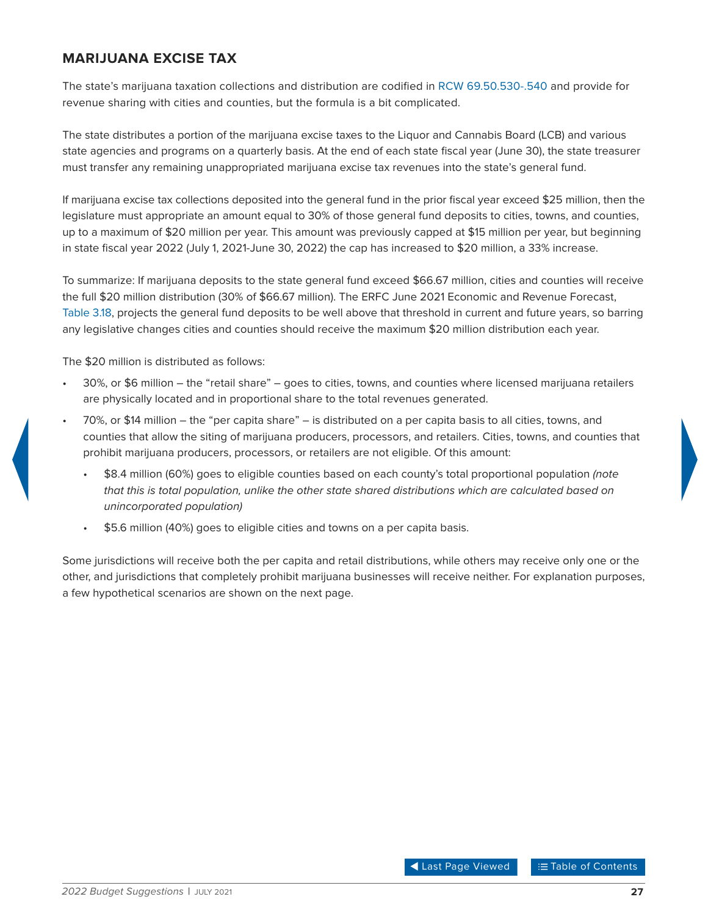## MARIJUANA EXCISE TAX

The state's marijuana taxation collections and distribution are codified in RCW 69.50.530-.540 and provide for revenue sharing with cities and counties, but the formula is a bit complicated.

The state distributes a portion of the marijuana excise taxes to the Liquor and Cannabis Board (LCB) and various state agencies and programs on a quarterly basis. At the end of each state fiscal year (June 30), the state treasurer must transfer any remaining unappropriated marijuana excise tax revenues into the state's general fund.

If marijuana excise tax collections deposited into the general fund in the prior fiscal year exceed $25 million, then the legislature must appropriate an amount equal to 30% of those general fund deposits to cities, towns, and counties, up to a maximum of $20 million per year. This amount was previously capped at $15 million per year, but beginning in state fiscal year 2022 (July 1, 2021-June 30, 2022) the cap has increased to $20 million, a 33% increase.

To summarize: If marijuana deposits to the state general fund exceed $66.67 million, cities and counties will receive the full $20 million distribution (30% of $66.67 million). The ERFC June 2021 Economic and Revenue Forecast, Table 3.18, projects the general fund deposits to be well above that threshold in current and future years, so barring any legislative changes cities and counties should receive the maximum $20 million distribution each year.

The $20 million is distributed as follows:

- 30%, or $6 million – the "retail share" – goes to cities, towns, and counties where licensed marijuana retailers are physically located and in proportional share to the total revenues generated.
- 70%, or $14 million – the "per capita share" – is distributed on a per capita basis to all cities, towns, and counties that allow the siting of marijuana producers, processors, and retailers. Cities, towns, and counties that prohibit marijuana producers, processors, or retailers are not eligible. Of this amount:
  - $8.4 million (60%) goes to eligible counties based on each county's total proportional population *(note that this is total population, unlike the other state shared distributions which are calculated based on unincorporated population)*
  - $5.6 million (40%) goes to eligible cities and towns on a per capita basis.

Some jurisdictions will receive both the per capita and retail distributions, while others may receive only one or the other, and jurisdictions that completely prohibit marijuana businesses will receive neither. For explanation purposes, a few hypothetical scenarios are shown on the next page.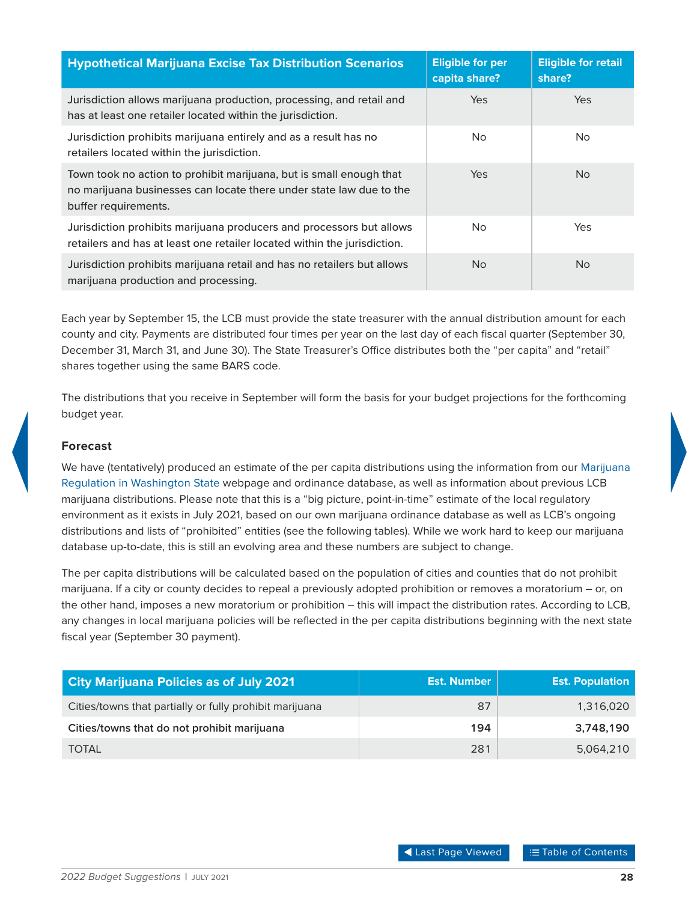| Hypothetical Marijuana Excise Tax Distribution Scenarios | Eligible for per capita share? | Eligible for retail share? |
|---|---|---|
| Jurisdiction allows marijuana production, processing, and retail and has at least one retailer located within the jurisdiction. | Yes | Yes |
| Jurisdiction prohibits marijuana entirely and as a result has no retailers located within the jurisdiction. | No | No |
| Town took no action to prohibit marijuana, but is small enough that no marijuana businesses can locate there under state law due to the buffer requirements. | Yes | No |
| Jurisdiction prohibits marijuana producers and processors but allows retailers and has at least one retailer located within the jurisdiction. | No | Yes |
| Jurisdiction prohibits marijuana retail and has no retailers but allows marijuana production and processing. | No | No |

Each year by September 15, the LCB must provide the state treasurer with the annual distribution amount for each county and city. Payments are distributed four times per year on the last day of each fiscal quarter (September 30, December 31, March 31, and June 30). The State Treasurer's Office distributes both the "per capita" and "retail" shares together using the same BARS code.

The distributions that you receive in September will form the basis for your budget projections for the forthcoming budget year.

### Forecast

We have (tentatively) produced an estimate of the per capita distributions using the information from our Marijuana Regulation in Washington State webpage and ordinance database, as well as information about previous LCB marijuana distributions. Please note that this is a "big picture, point-in-time" estimate of the local regulatory environment as it exists in July 2021, based on our own marijuana ordinance database as well as LCB's ongoing distributions and lists of "prohibited" entities (see the following tables). While we work hard to keep our marijuana database up-to-date, this is still an evolving area and these numbers are subject to change.

The per capita distributions will be calculated based on the population of cities and counties that do not prohibit marijuana. If a city or county decides to repeal a previously adopted prohibition or removes a moratorium – or, on the other hand, imposes a new moratorium or prohibition – this will impact the distribution rates. According to LCB, any changes in local marijuana policies will be reflected in the per capita distributions beginning with the next state fiscal year (September 30 payment).

| City Marijuana Policies as of July 2021 | Est. Number | Est. Population |
|---|---:|---:|
| Cities/towns that partially or fully prohibit marijuana | 87 | 1,316,020 |
| **Cities/towns that do not prohibit marijuana** | **194** | **3,748,190** |
| TOTAL | 281 | 5,064,210 |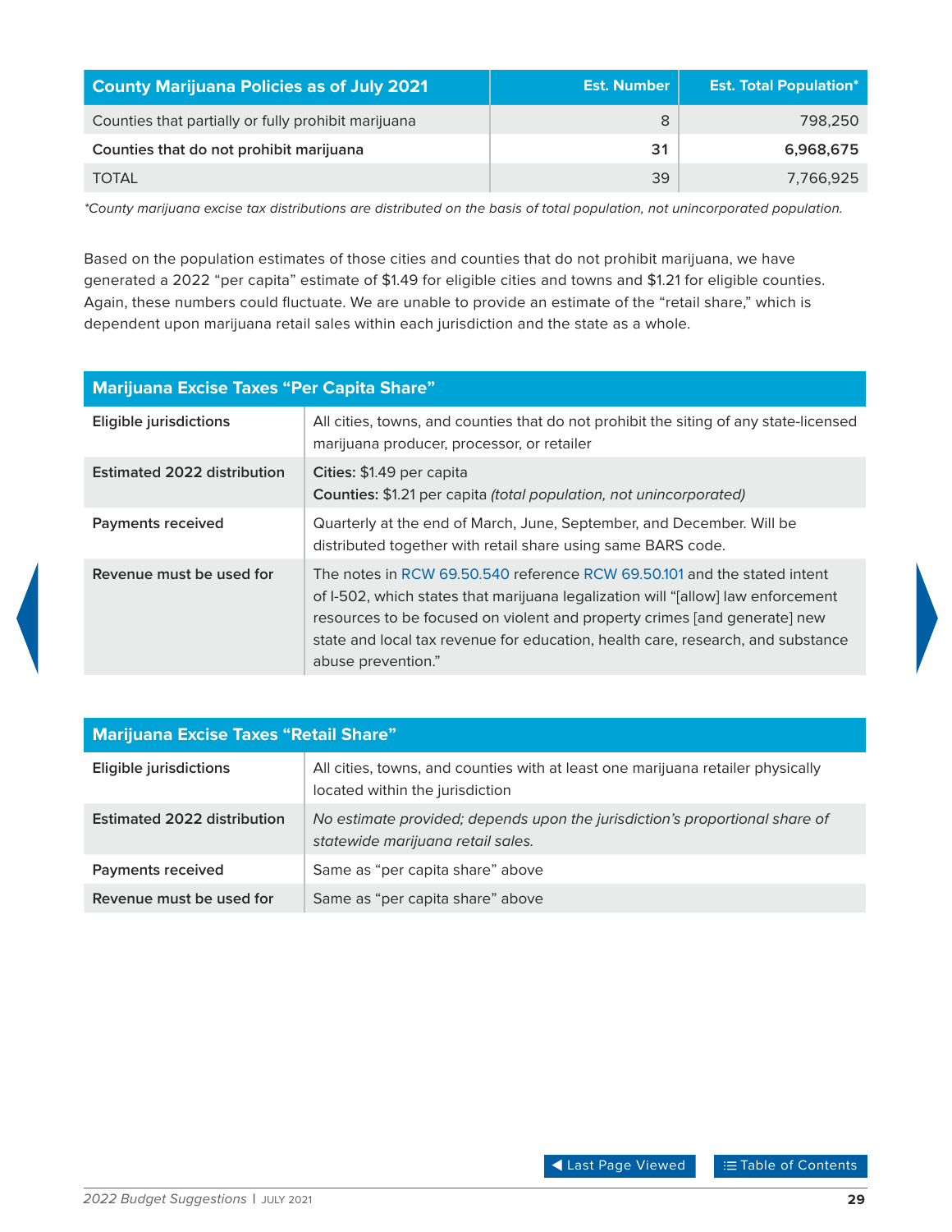| County Marijuana Policies as of July 2021 | Est. Number | Est. Total Population* |
|---|---|---|
| Counties that partially or fully prohibit marijuana | 8 | 798,250 |
| **Counties that do not prohibit marijuana** | **31** | **6,968,675** |
| TOTAL | 39 | 7,766,925 |

*\*County marijuana excise tax distributions are distributed on the basis of total population, not unincorporated population.*

Based on the population estimates of those cities and counties that do not prohibit marijuana, we have generated a 2022 "per capita" estimate of $1.49 for eligible cities and towns and $1.21 for eligible counties. Again, these numbers could fluctuate. We are unable to provide an estimate of the "retail share," which is dependent upon marijuana retail sales within each jurisdiction and the state as a whole.

| Marijuana Excise Taxes "Per Capita Share" | |
|---|---|
| **Eligible jurisdictions** | All cities, towns, and counties that do not prohibit the siting of any state-licensed marijuana producer, processor, or retailer |
| **Estimated 2022 distribution** | **Cities:** $1.49 per capita<br>**Counties:** $1.21 per capita *(total population, not unincorporated)* |
| **Payments received** | Quarterly at the end of March, June, September, and December. Will be distributed together with retail share using same BARS code. |
| **Revenue must be used for** | The notes in RCW 69.50.540 reference RCW 69.50.101 and the stated intent of I-502, which states that marijuana legalization will "[allow] law enforcement resources to be focused on violent and property crimes [and generate] new state and local tax revenue for education, health care, research, and substance abuse prevention." |

| Marijuana Excise Taxes "Retail Share" | |
|---|---|
| **Eligible jurisdictions** | All cities, towns, and counties with at least one marijuana retailer physically located within the jurisdiction |
| **Estimated 2022 distribution** | *No estimate provided; depends upon the jurisdiction's proportional share of statewide marijuana retail sales.* |
| **Payments received** | Same as "per capita share" above |
| **Revenue must be used for** | Same as "per capita share" above |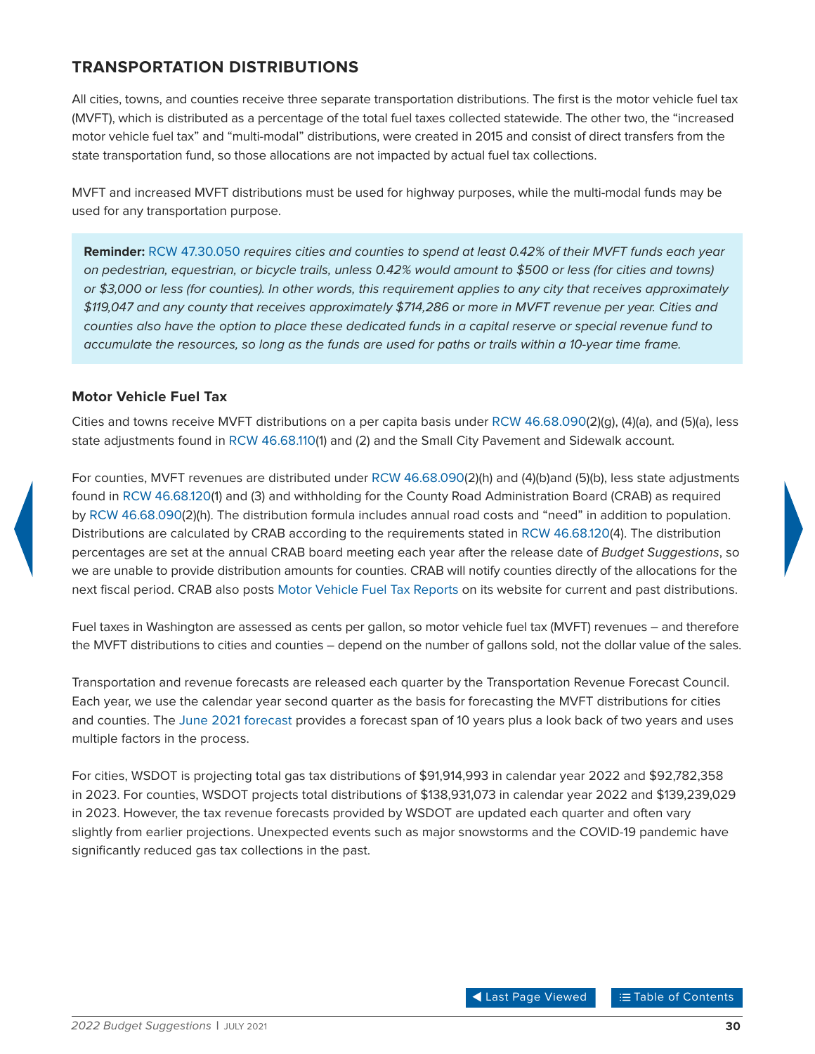## TRANSPORTATION DISTRIBUTIONS

All cities, towns, and counties receive three separate transportation distributions. The first is the motor vehicle fuel tax (MVFT), which is distributed as a percentage of the total fuel taxes collected statewide. The other two, the "increased motor vehicle fuel tax" and "multi-modal" distributions, were created in 2015 and consist of direct transfers from the state transportation fund, so those allocations are not impacted by actual fuel tax collections.

MVFT and increased MVFT distributions must be used for highway purposes, while the multi-modal funds may be used for any transportation purpose.

> **Reminder:** RCW 47.30.050 *requires cities and counties to spend at least 0.42% of their MVFT funds each year on pedestrian, equestrian, or bicycle trails, unless 0.42% would amount to $500 or less (for cities and towns) or $3,000 or less (for counties). In other words, this requirement applies to any city that receives approximately $119,047 and any county that receives approximately $714,286 or more in MVFT revenue per year. Cities and counties also have the option to place these dedicated funds in a capital reserve or special revenue fund to accumulate the resources, so long as the funds are used for paths or trails within a 10-year time frame.*

### Motor Vehicle Fuel Tax

Cities and towns receive MVFT distributions on a per capita basis under RCW 46.68.090(2)(g), (4)(a), and (5)(a), less state adjustments found in RCW 46.68.110(1) and (2) and the Small City Pavement and Sidewalk account.

For counties, MVFT revenues are distributed under RCW 46.68.090(2)(h) and (4)(b)and (5)(b), less state adjustments found in RCW 46.68.120(1) and (3) and withholding for the County Road Administration Board (CRAB) as required by RCW 46.68.090(2)(h). The distribution formula includes annual road costs and "need" in addition to population. Distributions are calculated by CRAB according to the requirements stated in RCW 46.68.120(4). The distribution percentages are set at the annual CRAB board meeting each year after the release date of *Budget Suggestions*, so we are unable to provide distribution amounts for counties. CRAB will notify counties directly of the allocations for the next fiscal period. CRAB also posts Motor Vehicle Fuel Tax Reports on its website for current and past distributions.

Fuel taxes in Washington are assessed as cents per gallon, so motor vehicle fuel tax (MVFT) revenues – and therefore the MVFT distributions to cities and counties – depend on the number of gallons sold, not the dollar value of the sales.

Transportation and revenue forecasts are released each quarter by the Transportation Revenue Forecast Council. Each year, we use the calendar year second quarter as the basis for forecasting the MVFT distributions for cities and counties. The June 2021 forecast provides a forecast span of 10 years plus a look back of two years and uses multiple factors in the process.

For cities, WSDOT is projecting total gas tax distributions of $91,914,993 in calendar year 2022 and $92,782,358 in 2023. For counties, WSDOT projects total distributions of $138,931,073 in calendar year 2022 and $139,239,029 in 2023. However, the tax revenue forecasts provided by WSDOT are updated each quarter and often vary slightly from earlier projections. Unexpected events such as major snowstorms and the COVID-19 pandemic have significantly reduced gas tax collections in the past.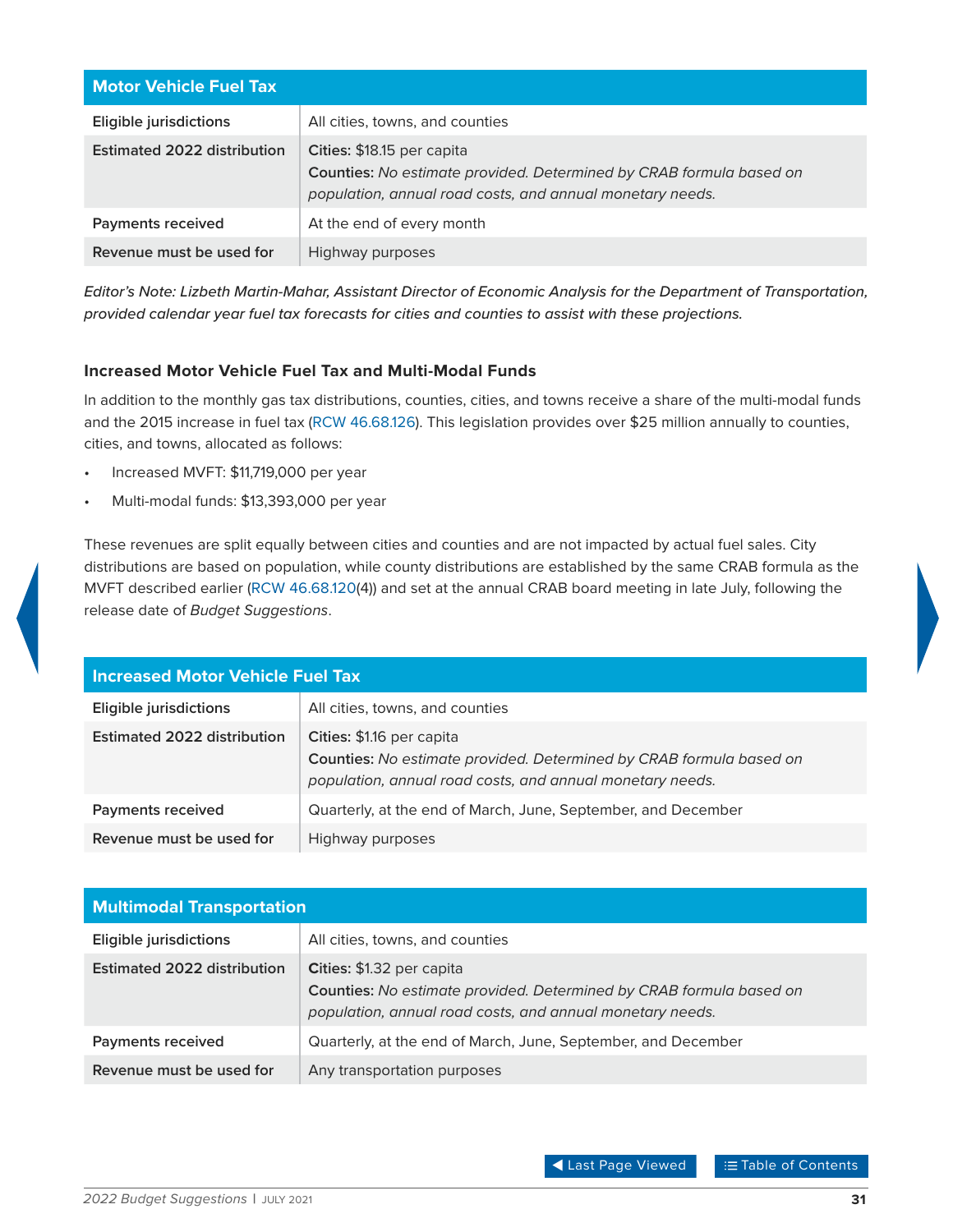| Motor Vehicle Fuel Tax | |
|---|---|
| **Eligible jurisdictions** | All cities, towns, and counties |
| **Estimated 2022 distribution** | **Cities:** $18.15 per capita<br>**Counties:** *No estimate provided. Determined by CRAB formula based on population, annual road costs, and annual monetary needs.* |
| **Payments received** | At the end of every month |
| **Revenue must be used for** | Highway purposes |

*Editor's Note: Lizbeth Martin-Mahar, Assistant Director of Economic Analysis for the Department of Transportation, provided calendar year fuel tax forecasts for cities and counties to assist with these projections.*

### Increased Motor Vehicle Fuel Tax and Multi-Modal Funds

In addition to the monthly gas tax distributions, counties, cities, and towns receive a share of the multi-modal funds and the 2015 increase in fuel tax (RCW 46.68.126). This legislation provides over $25 million annually to counties, cities, and towns, allocated as follows:

- Increased MVFT: $11,719,000 per year
- Multi-modal funds: $13,393,000 per year

These revenues are split equally between cities and counties and are not impacted by actual fuel sales. City distributions are based on population, while county distributions are established by the same CRAB formula as the MVFT described earlier (RCW 46.68.120(4)) and set at the annual CRAB board meeting in late July, following the release date of *Budget Suggestions*.

| Increased Motor Vehicle Fuel Tax | |
|---|---|
| **Eligible jurisdictions** | All cities, towns, and counties |
| **Estimated 2022 distribution** | **Cities:** $1.16 per capita<br>**Counties:** *No estimate provided. Determined by CRAB formula based on population, annual road costs, and annual monetary needs.* |
| **Payments received** | Quarterly, at the end of March, June, September, and December |
| **Revenue must be used for** | Highway purposes |

| Multimodal Transportation | |
|---|---|
| **Eligible jurisdictions** | All cities, towns, and counties |
| **Estimated 2022 distribution** | **Cities:** $1.32 per capita<br>**Counties:** *No estimate provided. Determined by CRAB formula based on population, annual road costs, and annual monetary needs.* |
| **Payments received** | Quarterly, at the end of March, June, September, and December |
| **Revenue must be used for** | Any transportation purposes |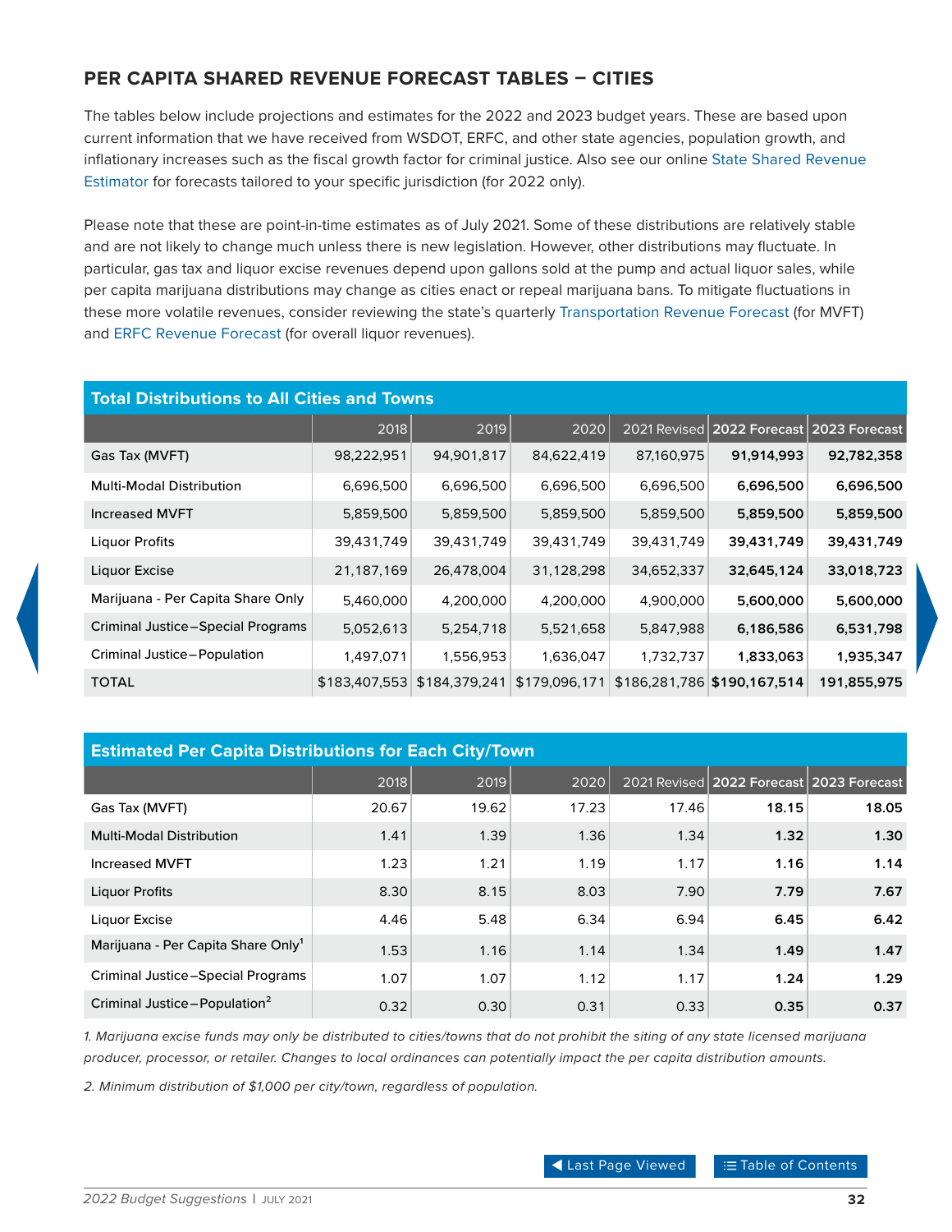## PER CAPITA SHARED REVENUE FORECAST TABLES – CITIES

The tables below include projections and estimates for the 2022 and 2023 budget years. These are based upon current information that we have received from WSDOT, ERFC, and other state agencies, population growth, and inflationary increases such as the fiscal growth factor for criminal justice. Also see our online State Shared Revenue Estimator for forecasts tailored to your specific jurisdiction (for 2022 only).

Please note that these are point-in-time estimates as of July 2021. Some of these distributions are relatively stable and are not likely to change much unless there is new legislation. However, other distributions may fluctuate. In particular, gas tax and liquor excise revenues depend upon gallons sold at the pump and actual liquor sales, while per capita marijuana distributions may change as cities enact or repeal marijuana bans. To mitigate fluctuations in these more volatile revenues, consider reviewing the state's quarterly Transportation Revenue Forecast (for MVFT) and ERFC Revenue Forecast (for overall liquor revenues).

**Total Distributions to All Cities and Towns**

| | 2018 | 2019 | 2020 | 2021 Revised | 2022 Forecast | 2023 Forecast |
|---|---|---|---|---|---|---|
| Gas Tax (MVFT) | 98,222,951 | 94,901,817 | 84,622,419 | 87,160,975 | **91,914,993** | **92,782,358** |
| Multi-Modal Distribution | 6,696,500 | 6,696,500 | 6,696,500 | 6,696,500 | **6,696,500** | **6,696,500** |
| Increased MVFT | 5,859,500 | 5,859,500 | 5,859,500 | 5,859,500 | **5,859,500** | **5,859,500** |
| Liquor Profits | 39,431,749 | 39,431,749 | 39,431,749 | 39,431,749 | **39,431,749** | **39,431,749** |
| Liquor Excise | 21,187,169 | 26,478,004 | 31,128,298 | 34,652,337 | **32,645,124** | **33,018,723** |
| Marijuana - Per Capita Share Only | 5,460,000 | 4,200,000 | 4,200,000 | 4,900,000 | **5,600,000** | **5,600,000** |
| Criminal Justice–Special Programs | 5,052,613 | 5,254,718 | 5,521,658 | 5,847,988 | **6,186,586** | **6,531,798** |
| Criminal Justice–Population | 1,497,071 | 1,556,953 | 1,636,047 | 1,732,737 | **1,833,063** | **1,935,347** |
| TOTAL | $183,407,553 | $184,379,241 | $179,096,171 | $186,281,786 | **$190,167,514** | **191,855,975** |

**Estimated Per Capita Distributions for Each City/Town**

| | 2018 | 2019 | 2020 | 2021 Revised | 2022 Forecast | 2023 Forecast |
|---|---|---|---|---|---|---|
| Gas Tax (MVFT) | 20.67 | 19.62 | 17.23 | 17.46 | **18.15** | **18.05** |
| Multi-Modal Distribution | 1.41 | 1.39 | 1.36 | 1.34 | **1.32** | **1.30** |
| Increased MVFT | 1.23 | 1.21 | 1.19 | 1.17 | **1.16** | **1.14** |
| Liquor Profits | 8.30 | 8.15 | 8.03 | 7.90 | **7.79** | **7.67** |
| Liquor Excise | 4.46 | 5.48 | 6.34 | 6.94 | **6.45** | **6.42** |
| Marijuana - Per Capita Share Only[1] | 1.53 | 1.16 | 1.14 | 1.34 | **1.49** | **1.47** |
| Criminal Justice–Special Programs | 1.07 | 1.07 | 1.12 | 1.17 | **1.24** | **1.29** |
| Criminal Justice–Population[2] | 0.32 | 0.30 | 0.31 | 0.33 | **0.35** | **0.37** |

*1. Marijuana excise funds may only be distributed to cities/towns that do not prohibit the siting of any state licensed marijuana producer, processor, or retailer. Changes to local ordinances can potentially impact the per capita distribution amounts.*

*2. Minimum distribution of $1,000 per city/town, regardless of population.*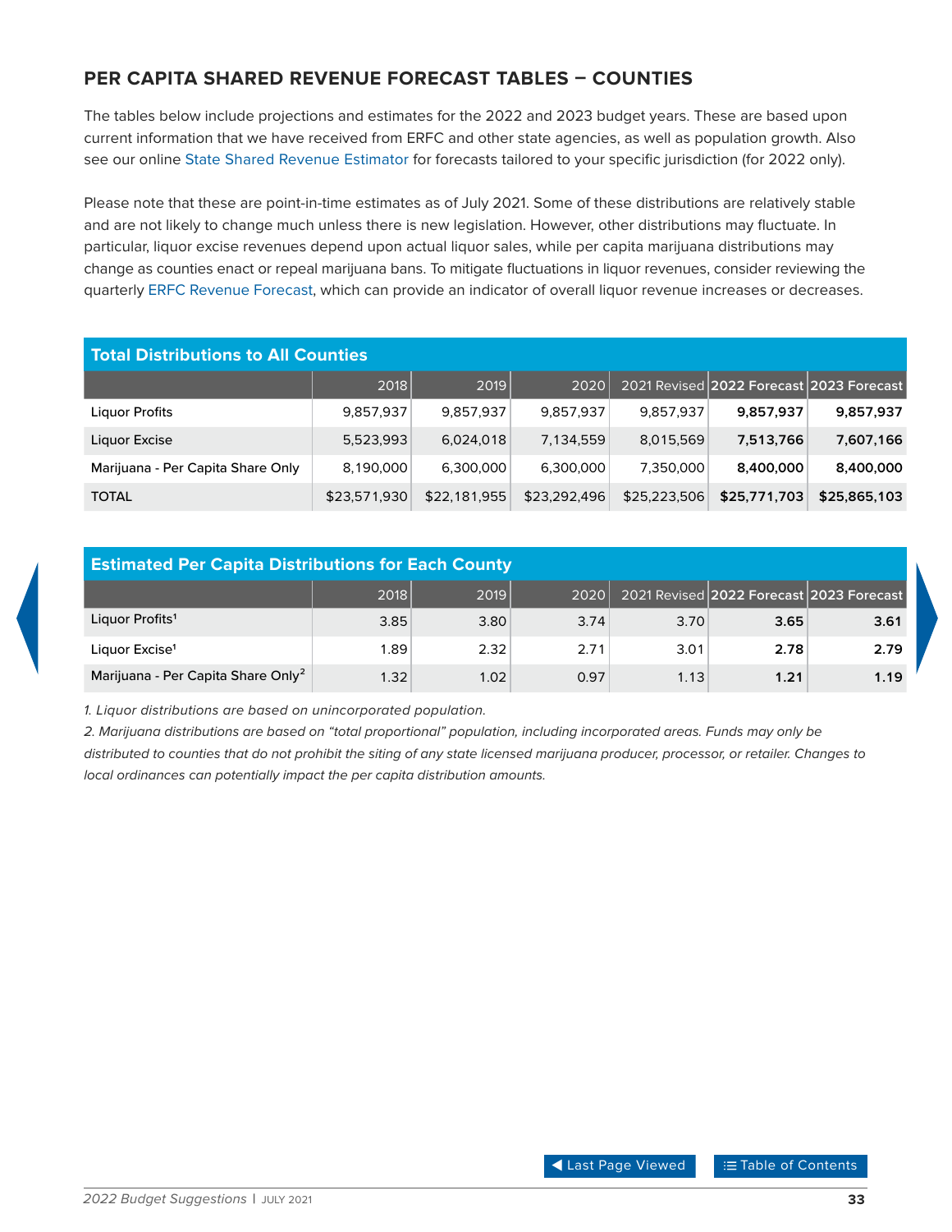## PER CAPITA SHARED REVENUE FORECAST TABLES – COUNTIES

The tables below include projections and estimates for the 2022 and 2023 budget years. These are based upon current information that we have received from ERFC and other state agencies, as well as population growth. Also see our online State Shared Revenue Estimator for forecasts tailored to your specific jurisdiction (for 2022 only).

Please note that these are point-in-time estimates as of July 2021. Some of these distributions are relatively stable and are not likely to change much unless there is new legislation. However, other distributions may fluctuate. In particular, liquor excise revenues depend upon actual liquor sales, while per capita marijuana distributions may change as counties enact or repeal marijuana bans. To mitigate fluctuations in liquor revenues, consider reviewing the quarterly ERFC Revenue Forecast, which can provide an indicator of overall liquor revenue increases or decreases.

**Total Distributions to All Counties**

| | 2018 | 2019 | 2020 | 2021 Revised | **2022 Forecast** | **2023 Forecast** |
|---|---|---|---|---|---|---|
| Liquor Profits | 9,857,937 | 9,857,937 | 9,857,937 | 9,857,937 | **9,857,937** | **9,857,937** |
| Liquor Excise | 5,523,993 | 6,024,018 | 7,134,559 | 8,015,569 | **7,513,766** | **7,607,166** |
| Marijuana - Per Capita Share Only | 8,190,000 | 6,300,000 | 6,300,000 | 7,350,000 | **8,400,000** | **8,400,000** |
| TOTAL | $23,571,930 | $22,181,955 | $23,292,496 | $25,223,506 | **$25,771,703** | **$25,865,103** |

**Estimated Per Capita Distributions for Each County**

| | 2018 | 2019 | 2020 | 2021 Revised | **2022 Forecast** | **2023 Forecast** |
|---|---|---|---|---|---|---|
| Liquor Profits[1] | 3.85 | 3.80 | 3.74 | 3.70 | **3.65** | **3.61** |
| Liquor Excise[1] | 1.89 | 2.32 | 2.71 | 3.01 | **2.78** | **2.79** |
| Marijuana - Per Capita Share Only[2] | 1.32 | 1.02 | 0.97 | 1.13 | **1.21** | **1.19** |

*1. Liquor distributions are based on unincorporated population.*

*2. Marijuana distributions are based on "total proportional" population, including incorporated areas. Funds may only be distributed to counties that do not prohibit the siting of any state licensed marijuana producer, processor, or retailer. Changes to local ordinances can potentially impact the per capita distribution amounts.*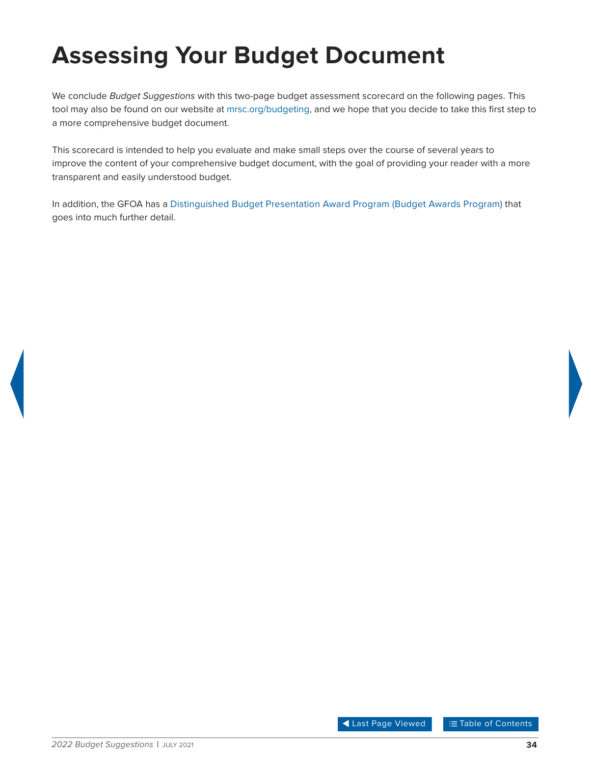# Assessing Your Budget Document

We conclude *Budget Suggestions* with this two-page budget assessment scorecard on the following pages. This tool may also be found on our website at mrsc.org/budgeting, and we hope that you decide to take this first step to a more comprehensive budget document.

This scorecard is intended to help you evaluate and make small steps over the course of several years to improve the content of your comprehensive budget document, with the goal of providing your reader with a more transparent and easily understood budget.

In addition, the GFOA has a Distinguished Budget Presentation Award Program (Budget Awards Program) that goes into much further detail.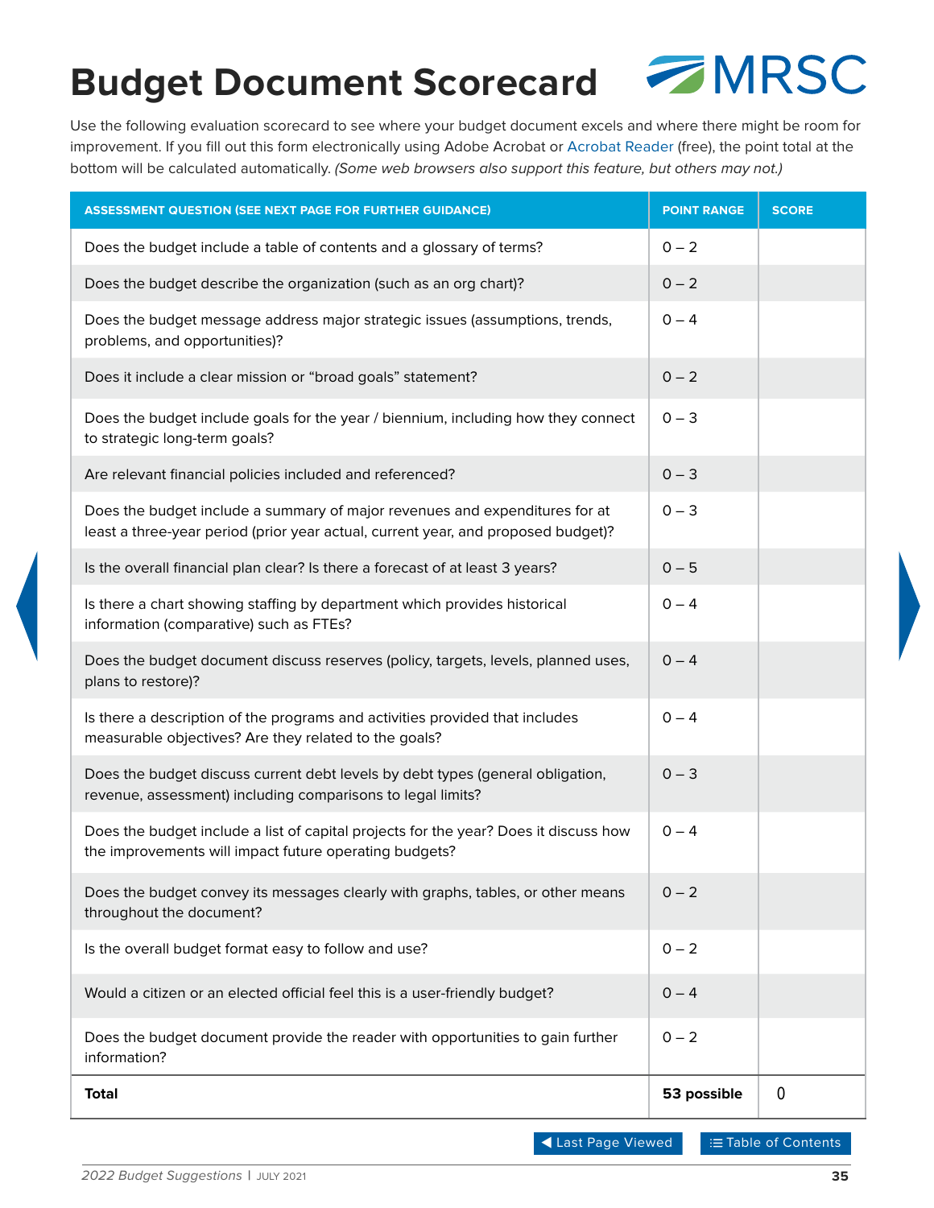# Budget Document Scorecard

Use the following evaluation scorecard to see where your budget document excels and where there might be room for improvement. If you fill out this form electronically using Adobe Acrobat or Acrobat Reader (free), the point total at the bottom will be calculated automatically. *(Some web browsers also support this feature, but others may not.)*

| ASSESSMENT QUESTION (SEE NEXT PAGE FOR FURTHER GUIDANCE) | POINT RANGE | SCORE |
|---|---|---|
| Does the budget include a table of contents and a glossary of terms? | 0 – 2 | |
| Does the budget describe the organization (such as an org chart)? | 0 – 2 | |
| Does the budget message address major strategic issues (assumptions, trends, problems, and opportunities)? | 0 – 4 | |
| Does it include a clear mission or "broad goals" statement? | 0 – 2 | |
| Does the budget include goals for the year / biennium, including how they connect to strategic long-term goals? | 0 – 3 | |
| Are relevant financial policies included and referenced? | 0 – 3 | |
| Does the budget include a summary of major revenues and expenditures for at least a three-year period (prior year actual, current year, and proposed budget)? | 0 – 3 | |
| Is the overall financial plan clear? Is there a forecast of at least 3 years? | 0 – 5 | |
| Is there a chart showing staffing by department which provides historical information (comparative) such as FTEs? | 0 – 4 | |
| Does the budget document discuss reserves (policy, targets, levels, planned uses, plans to restore)? | 0 – 4 | |
| Is there a description of the programs and activities provided that includes measurable objectives? Are they related to the goals? | 0 – 4 | |
| Does the budget discuss current debt levels by debt types (general obligation, revenue, assessment) including comparisons to legal limits? | 0 – 3 | |
| Does the budget include a list of capital projects for the year? Does it discuss how the improvements will impact future operating budgets? | 0 – 4 | |
| Does the budget convey its messages clearly with graphs, tables, or other means throughout the document? | 0 – 2 | |
| Is the overall budget format easy to follow and use? | 0 – 2 | |
| Would a citizen or an elected official feel this is a user-friendly budget? | 0 – 4 | |
| Does the budget document provide the reader with opportunities to gain further information? | 0 – 2 | |
| **Total** | **53 possible** | 0 |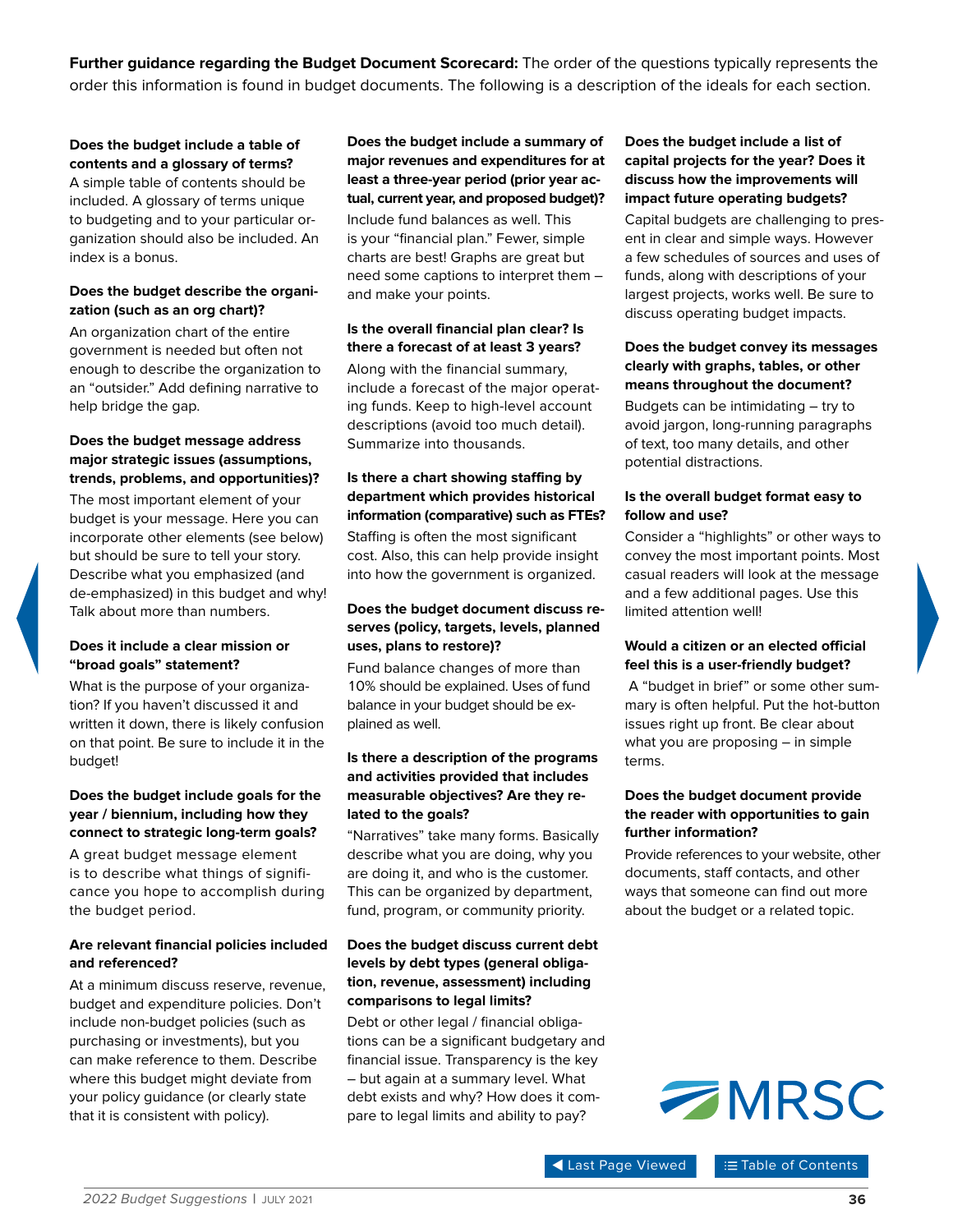**Further guidance regarding the Budget Document Scorecard:** The order of the questions typically represents the order this information is found in budget documents. The following is a description of the ideals for each section.

**Does the budget include a table of contents and a glossary of terms?**

A simple table of contents should be included. A glossary of terms unique to budgeting and to your particular organization should also be included. An index is a bonus.

**Does the budget describe the organization (such as an org chart)?**

An organization chart of the entire government is needed but often not enough to describe the organization to an "outsider." Add defining narrative to help bridge the gap.

**Does the budget message address major strategic issues (assumptions, trends, problems, and opportunities)?**

The most important element of your budget is your message. Here you can incorporate other elements (see below) but should be sure to tell your story. Describe what you emphasized (and de-emphasized) in this budget and why! Talk about more than numbers.

**Does it include a clear mission or "broad goals" statement?**

What is the purpose of your organization? If you haven't discussed it and written it down, there is likely confusion on that point. Be sure to include it in the budget!

**Does the budget include goals for the year / biennium, including how they connect to strategic long-term goals?**

A great budget message element is to describe what things of significance you hope to accomplish during the budget period.

**Are relevant financial policies included and referenced?**

At a minimum discuss reserve, revenue, budget and expenditure policies. Don't include non-budget policies (such as purchasing or investments), but you can make reference to them. Describe where this budget might deviate from your policy guidance (or clearly state that it is consistent with policy).

**Does the budget include a summary of major revenues and expenditures for at least a three-year period (prior year actual, current year, and proposed budget)?**

Include fund balances as well. This is your "financial plan." Fewer, simple charts are best! Graphs are great but need some captions to interpret them – and make your points.

**Is the overall financial plan clear? Is there a forecast of at least 3 years?**

Along with the financial summary, include a forecast of the major operating funds. Keep to high-level account descriptions (avoid too much detail). Summarize into thousands.

**Is there a chart showing staffing by department which provides historical information (comparative) such as FTEs?**

Staffing is often the most significant cost. Also, this can help provide insight into how the government is organized.

**Does the budget document discuss reserves (policy, targets, levels, planned uses, plans to restore)?**

Fund balance changes of more than 10% should be explained. Uses of fund balance in your budget should be explained as well.

**Is there a description of the programs and activities provided that includes measurable objectives? Are they related to the goals?**

"Narratives" take many forms. Basically describe what you are doing, why you are doing it, and who is the customer. This can be organized by department, fund, program, or community priority.

**Does the budget discuss current debt levels by debt types (general obligation, revenue, assessment) including comparisons to legal limits?**

Debt or other legal / financial obligations can be a significant budgetary and financial issue. Transparency is the key – but again at a summary level. What debt exists and why? How does it compare to legal limits and ability to pay?

**Does the budget include a list of capital projects for the year? Does it discuss how the improvements will impact future operating budgets?**

Capital budgets are challenging to present in clear and simple ways. However a few schedules of sources and uses of funds, along with descriptions of your largest projects, works well. Be sure to discuss operating budget impacts.

**Does the budget convey its messages clearly with graphs, tables, or other means throughout the document?**

Budgets can be intimidating – try to avoid jargon, long-running paragraphs of text, too many details, and other potential distractions.

**Is the overall budget format easy to follow and use?**

Consider a "highlights" or other ways to convey the most important points. Most casual readers will look at the message and a few additional pages. Use this limited attention well!

**Would a citizen or an elected official feel this is a user-friendly budget?**

A "budget in brief" or some other summary is often helpful. Put the hot-button issues right up front. Be clear about what you are proposing – in simple terms.

**Does the budget document provide the reader with opportunities to gain further information?**

Provide references to your website, other documents, staff contacts, and other ways that someone can find out more about the budget or a related topic.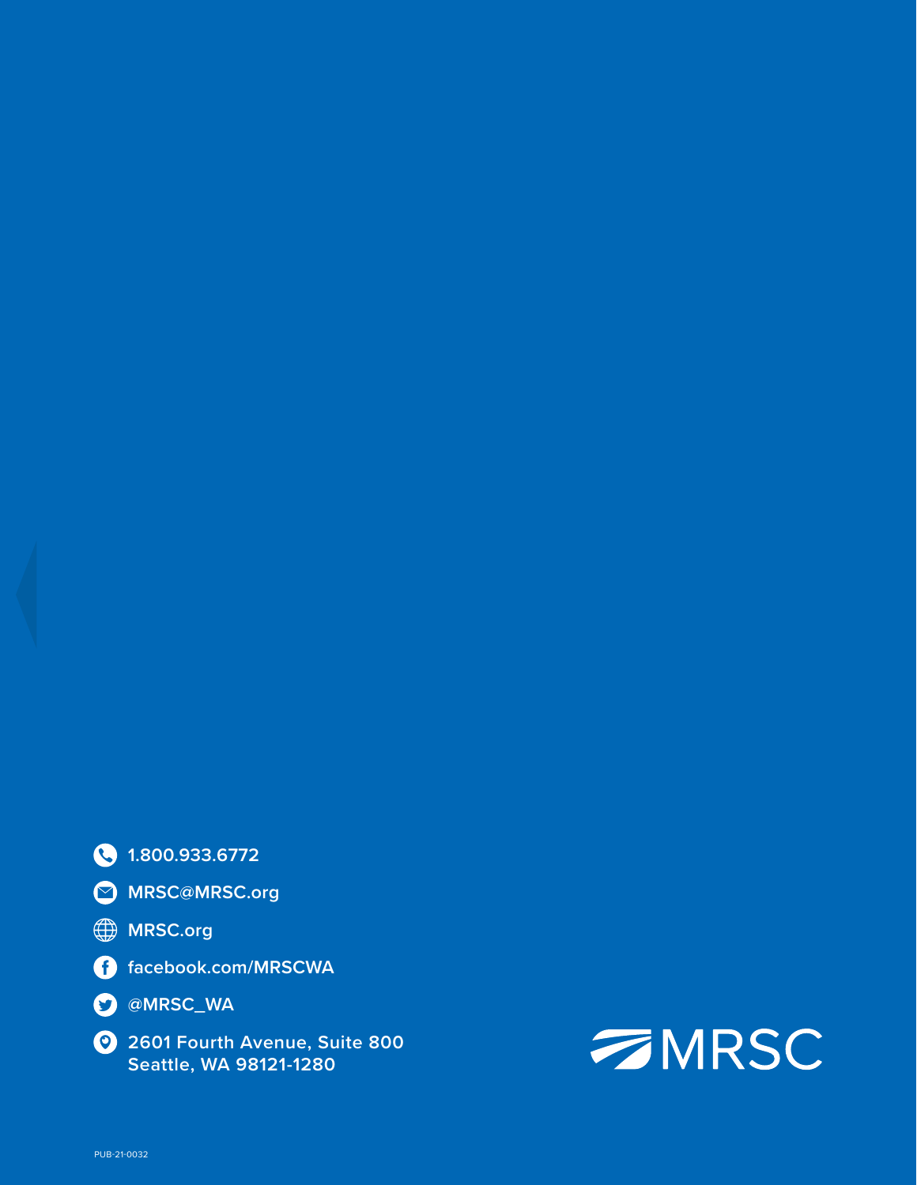1.800.933.6772

MRSC@MRSC.org

MRSC.org

facebook.com/MRSCWA

@MRSC_WA

2601 Fourth Avenue, Suite 800
Seattle, WA 98121-1280

MRSC

PUB-21-0032